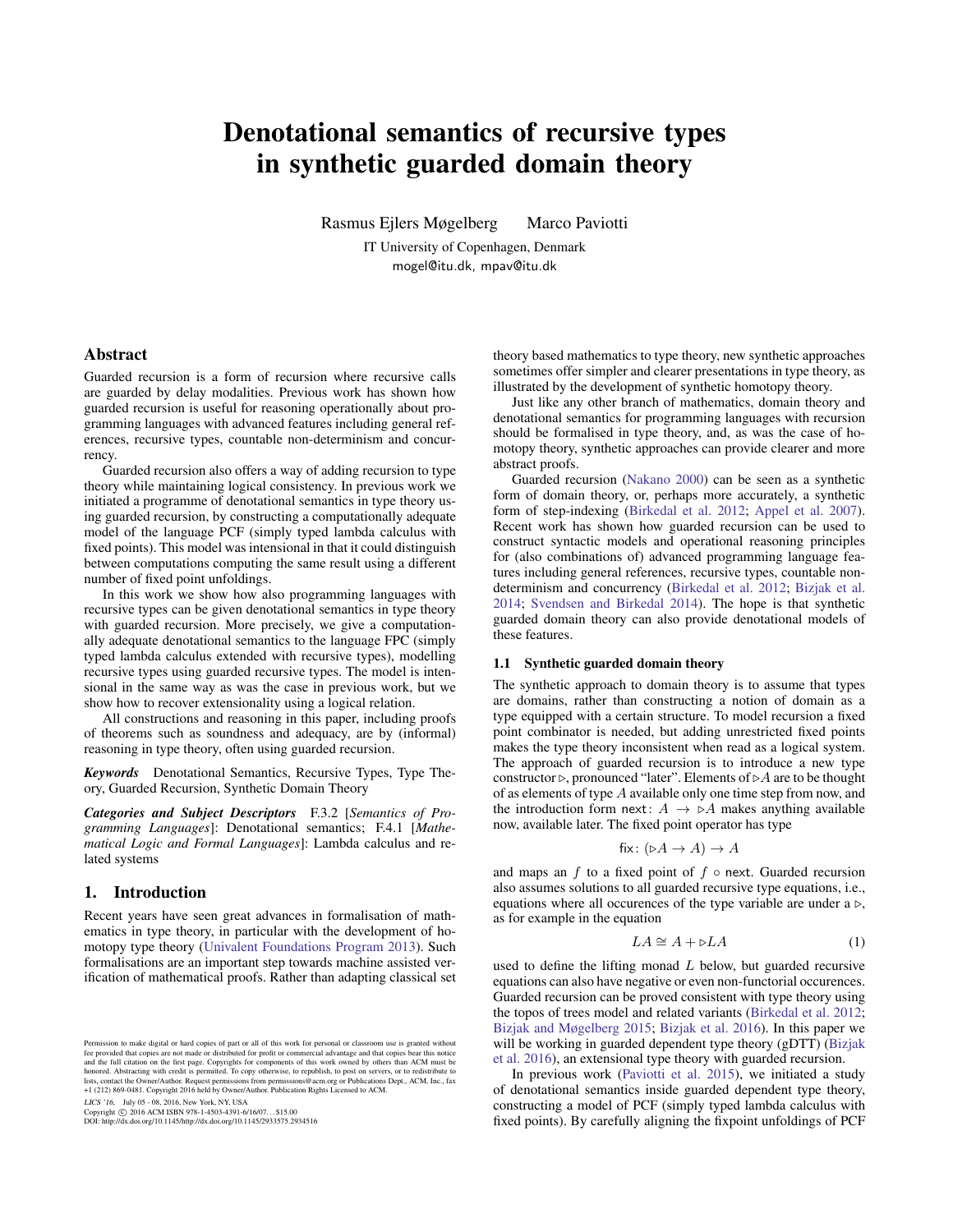# Denotational semantics of recursive types in synthetic guarded domain theory

Rasmus Ejlers Møgelberg   Marco Paviotti

IT University of Copenhagen, Denmark
mogel@itu.dk, mpav@itu.dk

## Abstract

Guarded recursion is a form of recursion where recursive calls are guarded by delay modalities. Previous work has shown how guarded recursion is useful for reasoning operationally about programming languages with advanced features including general references, recursive types, countable non-determinism and concurrency.

Guarded recursion also offers a way of adding recursion to type theory while maintaining logical consistency. In previous work we initiated a programme of denotational semantics in type theory using guarded recursion, by constructing a computationally adequate model of the language PCF (simply typed lambda calculus with fixed points). This model was intensional in that it could distinguish between computations computing the same result using a different number of fixed point unfoldings.

In this work we show how also programming languages with recursive types can be given denotational semantics in type theory with guarded recursion. More precisely, we give a computationally adequate denotational semantics to the language FPC (simply typed lambda calculus extended with recursive types), modelling recursive types using guarded recursive types. The model is intensional in the same way as was the case in previous work, but we show how to recover extensionality using a logical relation.

All constructions and reasoning in this paper, including proofs of theorems such as soundness and adequacy, are by (informal) reasoning in type theory, often using guarded recursion.

***Keywords*** Denotational Semantics, Recursive Types, Type Theory, Guarded Recursion, Synthetic Domain Theory

***Categories and Subject Descriptors*** F.3.2 [*Semantics of Programming Languages*]: Denotational semantics; F.4.1 [*Mathematical Logic and Formal Languages*]: Lambda calculus and related systems

## 1. Introduction

Recent years have seen great advances in formalisation of mathematics in type theory, in particular with the development of homotopy type theory (Univalent Foundations Program 2013). Such formalisations are an important step towards machine assisted verification of mathematical proofs. Rather than adapting classical set theory based mathematics to type theory, new synthetic approaches sometimes offer simpler and clearer presentations in type theory, as illustrated by the development of synthetic homotopy theory.

Just like any other branch of mathematics, domain theory and denotational semantics for programming languages with recursion should be formalised in type theory, and, as was the case of homotopy theory, synthetic approaches can provide clearer and more abstract proofs.

Guarded recursion (Nakano 2000) can be seen as a synthetic form of domain theory, or, perhaps more accurately, a synthetic form of step-indexing (Birkedal et al. 2012; Appel et al. 2007). Recent work has shown how guarded recursion can be used to construct syntactic models and operational reasoning principles for (also combinations of) advanced programming language features including general references, recursive types, countable non-determinism and concurrency (Birkedal et al. 2012; Bizjak et al. 2014; Svendsen and Birkedal 2014). The hope is that synthetic guarded domain theory can also provide denotational models of these features.

### 1.1 Synthetic guarded domain theory

The synthetic approach to domain theory is to assume that types are domains, rather than constructing a notion of domain as a type equipped with a certain structure. To model recursion a fixed point combinator is needed, but adding unrestricted fixed points makes the type theory inconsistent when read as a logical system. The approach of guarded recursion is to introduce a new type constructor $\triangleright$, pronounced "later". Elements of $\triangleright A$ are to be thought of as elements of type $A$ available only one time step from now, and the introduction form $\mathsf{next}\colon A \to \triangleright A$ makes anything available now, available later. The fixed point operator has type

$$\mathsf{fix}\colon (\triangleright A \to A) \to A$$

and maps an $f$ to a fixed point of $f \circ \mathsf{next}$. Guarded recursion also assumes solutions to all guarded recursive type equations, i.e., equations where all occurences of the type variable are under a $\triangleright$, as for example in the equation

$$LA \cong A + \triangleright LA \tag{1}$$

used to define the lifting monad $L$ below, but guarded recursive equations can also have negative or even non-functorial occurences. Guarded recursion can be proved consistent with type theory using the topos of trees model and related variants (Birkedal et al. 2012; Bizjak and Møgelberg 2015; Bizjak et al. 2016). In this paper we will be working in guarded dependent type theory (gDTT) (Bizjak et al. 2016), an extensional type theory with guarded recursion.

In previous work (Paviotti et al. 2015), we initiated a study of denotational semantics inside guarded dependent type theory, constructing a model of PCF (simply typed lambda calculus with fixed points). By carefully aligning the fixpoint unfoldings of PCF

Permission to make digital or hard copies of part or all of this work for personal or classroom use is granted without fee provided that copies are not made or distributed for profit or commercial advantage and that copies bear this notice and the full citation on the first page. Copyrights for components of this work owned by others than ACM must be honored. Abstracting with credit is permitted. To copy otherwise, to republish, to post on servers, or to redistribute to lists, contact the Owner/Author. Request permissions from permissions@acm.org or Publications Dept., ACM, Inc., fax +1 (212) 869-0481. Copyright 2016 held by Owner/Author. Publication Rights Licensed to ACM.

*LICS '16*, July 05 - 08, 2016, New York, NY, USA
Copyright © 2016 ACM ISBN 978-1-4503-4391-6/16/07…$15.00
DOI: http://dx.doi.org/10.1145/http://dx.doi.org/10.1145/2933575.2934516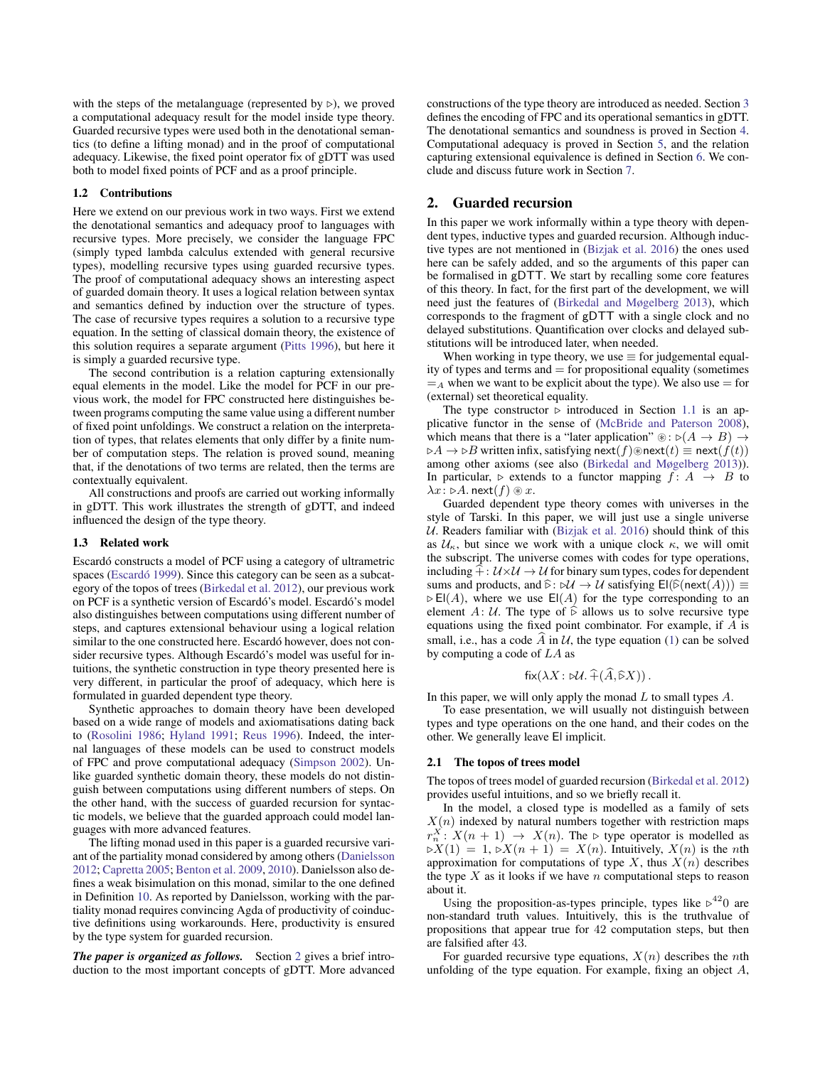with the steps of the metalanguage (represented by $\triangleright$), we proved a computational adequacy result for the model inside type theory. Guarded recursive types were used both in the denotational semantics (to define a lifting monad) and in the proof of computational adequacy. Likewise, the fixed point operator fix of gDTT was used both to model fixed points of PCF and as a proof principle.

### 1.2 Contributions

Here we extend on our previous work in two ways. First we extend the denotational semantics and adequacy proof to languages with recursive types. More precisely, we consider the language FPC (simply typed lambda calculus extended with general recursive types), modelling recursive types using guarded recursive types. The proof of computational adequacy shows an interesting aspect of guarded domain theory. It uses a logical relation between syntax and semantics defined by induction over the structure of types. The case of recursive types requires a solution to a recursive type equation. In the setting of classical domain theory, the existence of this solution requires a separate argument (Pitts 1996), but here it is simply a guarded recursive type.

The second contribution is a relation capturing extensionally equal elements in the model. Like the model for PCF in our previous work, the model for FPC constructed here distinguishes between programs computing the same value using a different number of fixed point unfoldings. We construct a relation on the interpretation of types, that relates elements that only differ by a finite number of computation steps. The relation is proved sound, meaning that, if the denotations of two terms are related, then the terms are contextually equivalent.

All constructions and proofs are carried out working informally in gDTT. This work illustrates the strength of gDTT, and indeed influenced the design of the type theory.

### 1.3 Related work

Escardó constructs a model of PCF using a category of ultrametric spaces (Escardó 1999). Since this category can be seen as a subcategory of the topos of trees (Birkedal et al. 2012), our previous work on PCF is a synthetic version of Escardó's model. Escardó's model also distinguishes between computations using different number of steps, and captures extensional behaviour using a logical relation similar to the one constructed here. Escardó however, does not consider recursive types. Although Escardó's model was useful for intuitions, the synthetic construction in type theory presented here is very different, in particular the proof of adequacy, which here is formulated in guarded dependent type theory.

Synthetic approaches to domain theory have been developed based on a wide range of models and axiomatisations dating back to (Rosolini 1986; Hyland 1991; Reus 1996). Indeed, the internal languages of these models can be used to construct models of FPC and prove computational adequacy (Simpson 2002). Unlike guarded synthetic domain theory, these models do not distinguish between computations using different numbers of steps. On the other hand, with the success of guarded recursion for syntactic models, we believe that the guarded approach could model languages with more advanced features.

The lifting monad used in this paper is a guarded recursive variant of the partiality monad considered by among others (Danielsson 2012; Capretta 2005; Benton et al. 2009, 2010). Danielsson also defines a weak bisimulation on this monad, similar to the one defined in Definition 10. As reported by Danielsson, working with the partiality monad requires convincing Agda of productivity of coinductive definitions using workarounds. Here, productivity is ensured by the type system for guarded recursion.

***The paper is organized as follows.*** Section 2 gives a brief introduction to the most important concepts of gDTT. More advanced constructions of the type theory are introduced as needed. Section 3 defines the encoding of FPC and its operational semantics in gDTT. The denotational semantics and soundness is proved in Section 4. Computational adequacy is proved in Section 5, and the relation capturing extensional equivalence is defined in Section 6. We conclude and discuss future work in Section 7.

## 2. Guarded recursion

In this paper we work informally within a type theory with dependent types, inductive types and guarded recursion. Although inductive types are not mentioned in (Bizjak et al. 2016) the ones used here can be safely added, and so the arguments of this paper can be formalised in gDTT. We start by recalling some core features of this theory. In fact, for the first part of the development, we will need just the features of (Birkedal and Møgelberg 2013), which corresponds to the fragment of gDTT with a single clock and no delayed substitutions. Quantification over clocks and delayed substitutions will be introduced later, when needed.

When working in type theory, we use $\equiv$ for judgemental equality of types and terms and $=$ for propositional equality (sometimes $=_A$ when we want to be explicit about the type). We also use $=$ for (external) set theoretical equality.

The type constructor $\triangleright$ introduced in Section 1.1 is an applicative functor in the sense of (McBride and Paterson 2008), which means that there is a "later application" $\circledast : \triangleright(A \to B) \to \triangleright A \to \triangleright B$ written infix, satisfying $\mathsf{next}(f) \circledast \mathsf{next}(t) \equiv \mathsf{next}(f(t))$ among other axioms (see also (Birkedal and Møgelberg 2013)). In particular, $\triangleright$ extends to a functor mapping $f\colon A \to B$ to $\lambda x\colon \triangleright A.\, \mathsf{next}(f) \circledast x$.

Guarded dependent type theory comes with universes in the style of Tarski. In this paper, we will just use a single universe $\mathcal{U}$. Readers familiar with (Bizjak et al. 2016) should think of this as $\mathcal{U}_\kappa$, but since we work with a unique clock $\kappa$, we will omit the subscript. The universe comes with codes for type operations, including $\widehat{+}\colon \mathcal{U}\times\mathcal{U} \to \mathcal{U}$ for binary sum types, codes for dependent sums and products, and $\widehat{\triangleright}\colon \triangleright\mathcal{U} \to \mathcal{U}$ satisfying $\mathsf{El}(\widehat{\triangleright}(\mathsf{next}(A))) \equiv \triangleright\mathsf{El}(A)$, where we use $\mathsf{El}(A)$ for the type corresponding to an element $A\colon \mathcal{U}$. The type of $\widehat{\triangleright}$ allows us to solve recursive type equations using the fixed point combinator. For example, if $A$ is small, i.e., has a code $\widehat{A}$ in $\mathcal{U}$, the type equation (1) can be solved by computing a code of $LA$ as

$$\mathsf{fix}(\lambda X : \triangleright\mathcal{U}.\, \widehat{+}(\widehat{A}, \widehat{\triangleright}X))\,.$$

In this paper, we will only apply the monad $L$ to small types $A$.

To ease presentation, we will usually not distinguish between types and type operations on the one hand, and their codes on the other. We generally leave $\mathsf{El}$ implicit.

### 2.1 The topos of trees model

The topos of trees model of guarded recursion (Birkedal et al. 2012) provides useful intuitions, and so we briefly recall it.

In the model, a closed type is modelled as a family of sets $X(n)$ indexed by natural numbers together with restriction maps $r_n^X\colon X(n+1) \to X(n)$. The $\triangleright$ type operator is modelled as $\triangleright X(1) = 1$, $\triangleright X(n+1) = X(n)$. Intuitively, $X(n)$ is the $n$th approximation for computations of type $X$, thus $X(n)$ describes the type $X$ as it looks if we have $n$ computational steps to reason about it.

Using the proposition-as-types principle, types like $\triangleright^{42}0$ are non-standard truth values. Intuitively, this is the truthvalue of propositions that appear true for $42$ computation steps, but then are falsified after $43$.

For guarded recursive type equations, $X(n)$ describes the $n$th unfolding of the type equation. For example, fixing an object $A$,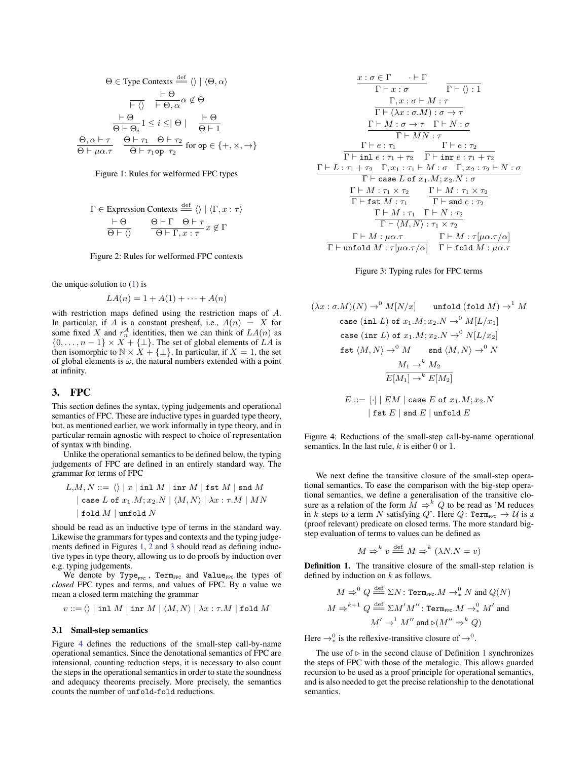$$\Theta \in \text{Type Contexts} \stackrel{\text{def}}{=\!=} \langle\rangle \mid \langle \Theta, \alpha \rangle$$

$$\frac{}{\vdash \langle\rangle} \quad \frac{\vdash \Theta}{\vdash \Theta, \alpha} \alpha \notin \Theta$$

$$\frac{\vdash \Theta}{\Theta \vdash \Theta_i} 1 \leq i \leq \mid \Theta \mid \quad \frac{\vdash \Theta}{\Theta \vdash 1}$$

$$\frac{\Theta, \alpha \vdash \tau}{\Theta \vdash \mu\alpha.\tau} \quad \frac{\Theta \vdash \tau_1 \quad \Theta \vdash \tau_2}{\Theta \vdash \tau_1 \, \texttt{op} \; \tau_2} \text{ for } \texttt{op} \in \{+, \times, \to\}$$

Figure 1: Rules for welformed FPC types

$$\Gamma \in \text{Expression Contexts} \stackrel{\text{def}}{=\!=} \langle\rangle \mid \langle \Gamma, x : \tau \rangle$$

$$\frac{\vdash \Theta}{\Theta \vdash \langle\rangle} \quad \frac{\Theta \vdash \Gamma \quad \Theta \vdash \tau}{\Theta \vdash \Gamma, x : \tau} x \notin \Gamma$$

Figure 2: Rules for welformed FPC contexts

the unique solution to (1) is

$$LA(n) = 1 + A(1) + \cdots + A(n)$$

with restriction maps defined using the restriction maps of $A$. In particular, if $A$ is a constant presheaf, i.e., $A(n) = X$ for some fixed $X$ and $r_n^A$ identities, then we can think of $LA(n)$ as $\{0, \ldots, n-1\} \times X + \{\bot\}$. The set of global elements of $LA$ is then isomorphic to $\mathbb{N} \times X + \{\bot\}$. In particular, if $X = 1$, the set of global elements is $\bar{\omega}$, the natural numbers extended with a point at infinity.

## 3. FPC

This section defines the syntax, typing judgements and operational semantics of FPC. These are inductive types in guarded type theory, but, as mentioned earlier, we work informally in type theory, and in particular remain agnostic with respect to choice of representation of syntax with binding.

Unlike the operational semantics to be defined below, the typing judgements of FPC are defined in an entirely standard way. The grammar for terms of FPC

$$\begin{aligned} L,M,N ::= \; & \langle\rangle \mid x \mid \texttt{inl}\; M \mid \texttt{inr}\; M \mid \texttt{fst}\; M \mid \texttt{snd}\; M \\ & \mid \texttt{case}\; L \;\texttt{of}\; x_1.M; x_2.N \mid \langle M, N \rangle \mid \lambda x : \tau.M \mid MN \\ & \mid \texttt{fold}\; M \mid \texttt{unfold}\; N \end{aligned}$$

should be read as an inductive type of terms in the standard way. Likewise the grammars for types and contexts and the typing judgements defined in Figures 1, 2 and 3 should read as defining inductive types in type theory, allowing us to do proofs by induction over e.g. typing judgements.

We denote by $\texttt{Type}_{\texttt{FPC}}$, $\texttt{Term}_{\texttt{FPC}}$ and $\texttt{Value}_{\texttt{FPC}}$ the types of *closed* FPC types and terms, and values of FPC. By a value we mean a closed term matching the grammar

$$v ::= \langle\rangle \mid \texttt{inl}\; M \mid \texttt{inr}\; M \mid \langle M, N \rangle \mid \lambda x : \tau.M \mid \texttt{fold}\; M$$

### 3.1 Small-step semantics

Figure 4 defines the reductions of the small-step call-by-name operational semantics. Since the denotational semantics of FPC are intensional, counting reduction steps, it is necessary to also count the steps in the operational semantics in order to state the soundness and adequacy theorems precisely. More precisely, the semantics counts the number of `unfold`-`fold` reductions.

$$\frac{x : \sigma \in \Gamma \quad \cdot \vdash \Gamma}{\Gamma \vdash x : \sigma} \quad \frac{}{\Gamma \vdash \langle\rangle : 1}$$

$$\frac{\Gamma, x : \sigma \vdash M : \tau}{\Gamma \vdash (\lambda x : \sigma.M) : \sigma \to \tau}$$

$$\frac{\Gamma \vdash M : \sigma \to \tau \quad \Gamma \vdash N : \sigma}{\Gamma \vdash MN : \tau}$$

$$\frac{\Gamma \vdash e : \tau_1}{\Gamma \vdash \texttt{inl}\; e : \tau_1 + \tau_2} \quad \frac{\Gamma \vdash e : \tau_2}{\Gamma \vdash \texttt{inr}\; e : \tau_1 + \tau_2}$$

$$\frac{\Gamma \vdash L : \tau_1 + \tau_2 \quad \Gamma, x_1 : \tau_1 \vdash M : \sigma \quad \Gamma, x_2 : \tau_2 \vdash N : \sigma}{\Gamma \vdash \texttt{case}\; L \;\texttt{of}\; x_1.M; x_2.N : \sigma}$$

$$\frac{\Gamma \vdash M : \tau_1 \times \tau_2}{\Gamma \vdash \texttt{fst}\; M : \tau_1} \quad \frac{\Gamma \vdash M : \tau_1 \times \tau_2}{\Gamma \vdash \texttt{snd}\; e : \tau_2}$$

$$\frac{\Gamma \vdash M : \tau_1 \quad \Gamma \vdash N : \tau_2}{\Gamma \vdash \langle M, N \rangle : \tau_1 \times \tau_2}$$

$$\frac{\Gamma \vdash M : \mu\alpha.\tau}{\Gamma \vdash \texttt{unfold}\; M : \tau[\mu\alpha.\tau/\alpha]} \quad \frac{\Gamma \vdash M : \tau[\mu\alpha.\tau/\alpha]}{\Gamma \vdash \texttt{fold}\; M : \mu\alpha.\tau}$$

Figure 3: Typing rules for FPC terms

$$(\lambda x : \sigma.M)(N) \to^0 M[N/x] \qquad \texttt{unfold}\; (\texttt{fold}\; M) \to^1 M$$

$$\texttt{case}\; (\texttt{inl}\; L) \;\texttt{of}\; x_1.M; x_2.N \to^0 M[L/x_1]$$

$$\texttt{case}\; (\texttt{inr}\; L) \;\texttt{of}\; x_1.M; x_2.N \to^0 N[L/x_2]$$

$$\texttt{fst}\; \langle M, N \rangle \to^0 M \qquad \texttt{snd}\; \langle M, N \rangle \to^0 N$$

$$\frac{M_1 \to^k M_2}{E[M_1] \to^k E[M_2]}$$

$$\begin{aligned} E ::= \; & [\cdot] \mid EM \mid \texttt{case}\; E \;\texttt{of}\; x_1.M; x_2.N \\ & \mid \texttt{fst}\; E \mid \texttt{snd}\; E \mid \texttt{unfold}\; E \end{aligned}$$

Figure 4: Reductions of the small-step call-by-name operational semantics. In the last rule, $k$ is either 0 or 1.

We next define the transitive closure of the small-step operational semantics. To ease the comparison with the big-step operational semantics, we define a generalisation of the transitive closure as a relation of the form $M \Rightarrow^k Q$ to be read as 'M reduces in $k$ steps to a term $N$ satisfying $Q$'. Here $Q \colon \texttt{Term}_{\texttt{FPC}} \to \mathcal{U}$ is a (proof relevant) predicate on closed terms. The more standard big-step evaluation of terms to values can be defined as

$$M \Rightarrow^k v \stackrel{\text{def}}{=\!=} M \Rightarrow^k (\lambda N.N = v)$$

**Definition 1.** The transitive closure of the small-step relation is defined by induction on $k$ as follows.

$$M \Rightarrow^0 Q \stackrel{\text{def}}{=\!=} \Sigma N \colon \texttt{Term}_{\texttt{FPC}}.M \to_*^0 N \text{ and } Q(N)$$

$$\begin{aligned} M \Rightarrow^{k+1} Q \stackrel{\text{def}}{=\!=} \; & \Sigma M' M'' \colon \texttt{Term}_{\texttt{FPC}}.M \to_*^0 M' \text{ and} \\ & M' \to^1 M'' \text{ and } \triangleright(M'' \Rightarrow^k Q) \end{aligned}$$

Here $\to_*^0$ is the reflexive-transitive closure of $\to^0$.

The use of $\triangleright$ in the second clause of Definition 1 synchronizes the steps of FPC with those of the metalogic. This allows guarded recursion to be used as a proof principle for operational semantics, and is also needed to get the precise relationship to the denotational semantics.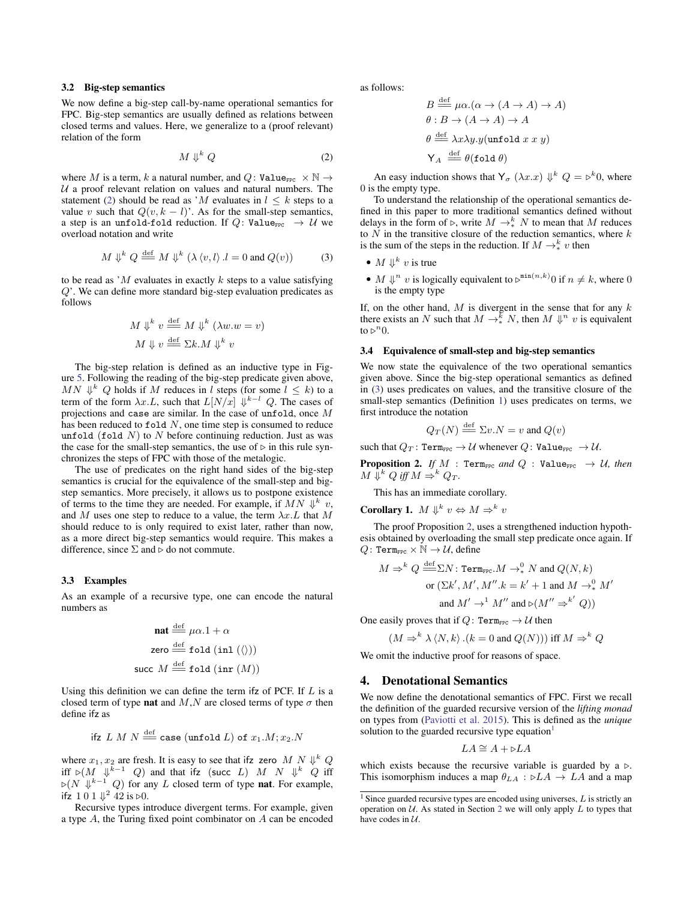### 3.2 Big-step semantics

We now define a big-step call-by-name operational semantics for FPC. Big-step semantics are usually defined as relations between closed terms and values. Here, we generalize to a (proof relevant) relation of the form

$$M \Downarrow^k Q \tag{2}$$

where $M$ is a term, $k$ a natural number, and $Q\colon \mathtt{Value}_{\mathtt{FPC}} \times \mathbb{N} \to \mathcal{U}$ a proof relevant relation on values and natural numbers. The statement (2) should be read as '$M$ evaluates in $l \leq k$ steps to a value $v$ such that $Q(v, k-l)$'. As for the small-step semantics, a step is an `unfold`-`fold` reduction. If $Q\colon \mathtt{Value}_{\mathtt{FPC}} \to \mathcal{U}$ we overload notation and write

$$M \Downarrow^k Q \stackrel{\text{def}}{=\!=} M \Downarrow^k (\lambda \langle v, l\rangle . l = 0 \text{ and } Q(v)) \tag{3}$$

to be read as '$M$ evaluates in exactly $k$ steps to a value satisfying $Q$'. We can define more standard big-step evaluation predicates as follows

$$M \Downarrow^k v \stackrel{\text{def}}{=\!=} M \Downarrow^k (\lambda w. w = v)$$
$$M \Downarrow v \stackrel{\text{def}}{=\!=} \Sigma k. M \Downarrow^k v$$

The big-step relation is defined as an inductive type in Figure 5. Following the reading of the big-step predicate given above, $MN \Downarrow^k Q$ holds if $M$ reduces in $l$ steps (for some $l \leq k$) to a term of the form $\lambda x.L$, such that $L[N/x] \Downarrow^{k-l} Q$. The cases of projections and `case` are similar. In the case of `unfold`, once $M$ has been reduced to `fold` $N$, one time step is consumed to reduce `unfold` (`fold` $N$) to $N$ before continuing reduction. Just as was the case for the small-step semantics, the use of $\triangleright$ in this rule synchronizes the steps of FPC with those of the metalogic.

The use of predicates on the right hand sides of the big-step semantics is crucial for the equivalence of the small-step and big-step semantics. More precisely, it allows us to postpone existence of terms to the time they are needed. For example, if $MN \Downarrow^k v$, and $M$ uses one step to reduce to a value, the term $\lambda x.L$ that $M$ should reduce to is only required to exist later, rather than now, as a more direct big-step semantics would require. This makes a difference, since $\Sigma$ and $\triangleright$ do not commute.

### 3.3 Examples

As an example of a recursive type, one can encode the natural numbers as

$$\mathbf{nat} \stackrel{\text{def}}{=\!=} \mu\alpha.1 + \alpha$$
$$\mathsf{zero} \stackrel{\text{def}}{=\!=} \mathtt{fold}\ (\mathtt{inl}\ (\langle\rangle))$$
$$\mathsf{succ}\ M \stackrel{\text{def}}{=\!=} \mathtt{fold}\ (\mathtt{inr}\ (M))$$

Using this definition we can define the term ifz of PCF. If $L$ is a closed term of type **nat** and $M$,$N$ are closed terms of type $\sigma$ then define ifz as

$$\mathsf{ifz}\ L\ M\ N \stackrel{\text{def}}{=\!=} \mathtt{case}\ (\mathtt{unfold}\ L)\ \mathtt{of}\ x_1.M; x_2.N$$

where $x_1, x_2$ are fresh. It is easy to see that $\mathsf{ifz}\ \mathsf{zero}\ M\ N \Downarrow^k Q$ iff $\triangleright(M \Downarrow^{k-1} Q)$ and that $\mathsf{ifz}\ (\mathsf{succ}\ L)\ M\ N \Downarrow^k Q$ iff $\triangleright(N \Downarrow^{k-1} Q)$ for any $L$ closed term of type **nat**. For example, $\mathsf{ifz}\ 1\ 0\ 1 \Downarrow^2 42$ is $\triangleright 0$.

Recursive types introduce divergent terms. For example, given a type $A$, the Turing fixed point combinator on $A$ can be encoded as follows:

$$B \stackrel{\text{def}}{=\!=} \mu\alpha.(\alpha \to (A \to A) \to A)$$
$$\theta : B \to (A \to A) \to A$$
$$\theta \stackrel{\text{def}}{=\!=} \lambda x \lambda y. y(\mathtt{unfold}\ x\ x\ y)$$
$$\mathsf{Y}_A \stackrel{\text{def}}{=\!=} \theta(\mathtt{fold}\ \theta)$$

An easy induction shows that $\mathsf{Y}_\sigma\ (\lambda x.x) \Downarrow^k Q = \triangleright^k 0$, where 0 is the empty type.

To understand the relationship of the operational semantics defined in this paper to more traditional semantics defined without delays in the form of $\triangleright$, write $M \to_*^k N$ to mean that $M$ reduces to $N$ in the transitive closure of the reduction semantics, where $k$ is the sum of the steps in the reduction. If $M \to_*^k v$ then

- $M \Downarrow^k v$ is true
- $M \Downarrow^n v$ is logically equivalent to $\triangleright^{\min(n,k)} 0$ if $n \neq k$, where 0 is the empty type

If, on the other hand, $M$ is divergent in the sense that for any $k$ there exists an $N$ such that $M \to_*^k N$, then $M \Downarrow^n v$ is equivalent to $\triangleright^n 0$.

### 3.4 Equivalence of small-step and big-step semantics

We now state the equivalence of the two operational semantics given above. Since the big-step operational semantics as defined in (3) uses predicates on values, and the transitive closure of the small-step semantics (Definition 1) uses predicates on terms, we first introduce the notation

$$Q_T(N) \stackrel{\text{def}}{=\!=} \Sigma v. N = v \text{ and } Q(v)$$

such that $Q_T\colon \mathtt{Term}_{\mathtt{FPC}} \to \mathcal{U}$ whenever $Q\colon \mathtt{Value}_{\mathtt{FPC}} \to \mathcal{U}$.

**Proposition 2.** *If $M : \mathtt{Term}_{\mathtt{FPC}}$ and $Q : \mathtt{Value}_{\mathtt{FPC}} \to \mathcal{U}$, then $M \Downarrow^k Q$ iff $M \Rightarrow^k Q_T$.*

This has an immediate corollary.

**Corollary 1.** $M \Downarrow^k v \Leftrightarrow M \Rightarrow^k v$

The proof Proposition 2, uses a strengthened induction hypothesis obtained by overloading the small step predicate once again. If $Q\colon \mathtt{Term}_{\mathtt{FPC}} \times \mathbb{N} \to \mathcal{U}$, define

$$\begin{aligned} M \Rightarrow^k Q \stackrel{\text{def}}{=\!=} & \Sigma N \colon \mathtt{Term}_{\mathtt{FPC}}. M \to_*^0 N \text{ and } Q(N, k) \\ & \text{or } (\Sigma k', M', M''. k = k' + 1 \text{ and } M \to_*^0 M' \\ & \quad \text{and } M' \to^1 M'' \text{ and } \triangleright(M'' \Rightarrow^{k'} Q)) \end{aligned}$$

One easily proves that if $Q\colon \mathtt{Term}_{\mathtt{FPC}} \to \mathcal{U}$ then

$$(M \Rightarrow^k \lambda \langle N, k\rangle . (k = 0 \text{ and } Q(N))) \text{ iff } M \Rightarrow^k Q$$

We omit the inductive proof for reasons of space.

## 4. Denotational Semantics

We now define the denotational semantics of FPC. First we recall the definition of the guarded recursive version of the *lifting monad* on types from (Paviotti et al. 2015). This is defined as the *unique* solution to the guarded recursive type equation[1]

$$LA \cong A + \triangleright LA$$

which exists because the recursive variable is guarded by a $\triangleright$. This isomorphism induces a map $\theta_{LA} : \triangleright LA \to LA$ and a map

[1] Since guarded recursive types are encoded using universes, $L$ is strictly an operation on $\mathcal{U}$. As stated in Section 2 we will only apply $L$ to types that have codes in $\mathcal{U}$.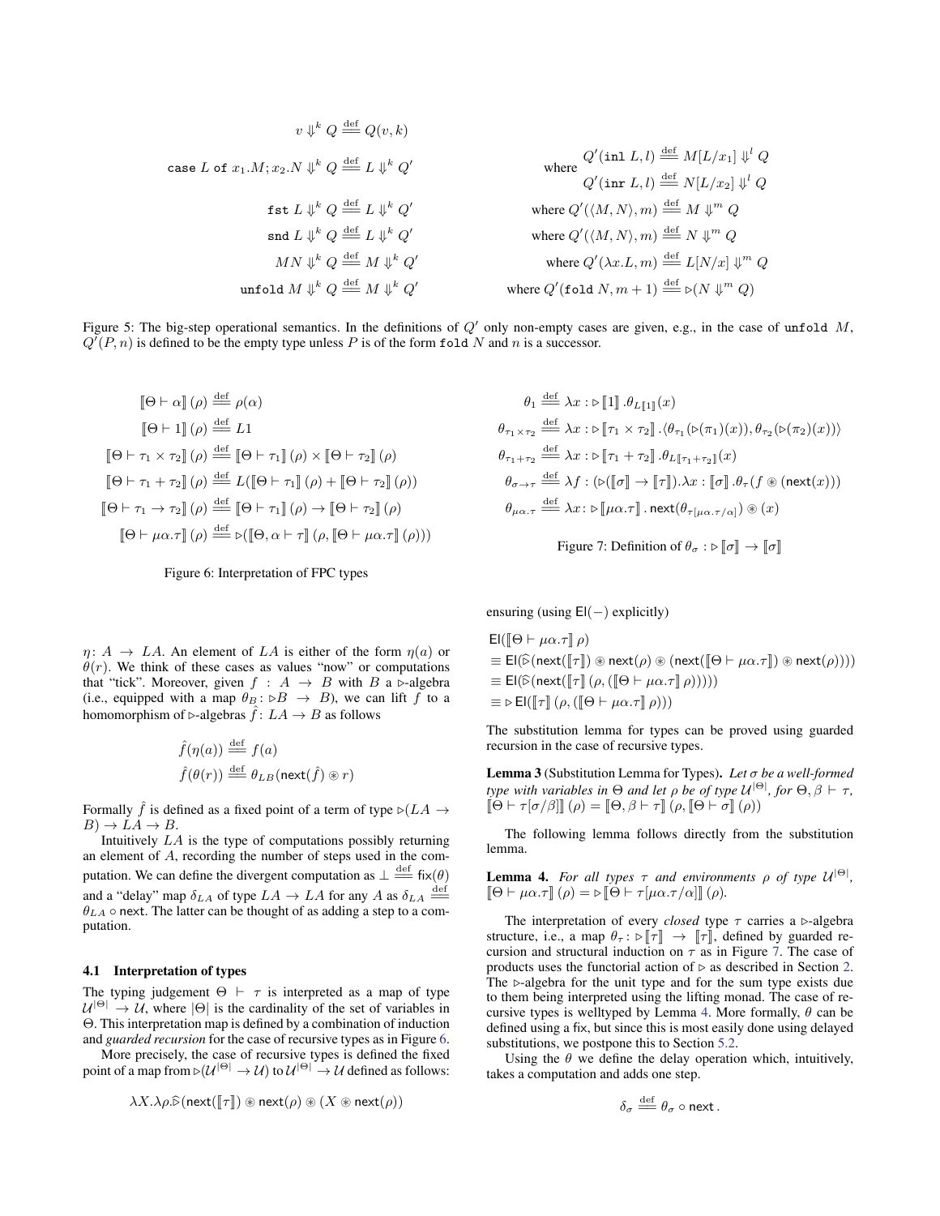$$
\begin{aligned}
v \Downarrow^k Q &\stackrel{\text{def}}{=\!=} Q(v,k) \\
\texttt{case}\ L\ \texttt{of}\ x_1.M; x_2.N \Downarrow^k Q &\stackrel{\text{def}}{=\!=} L \Downarrow^k Q' && \text{where } \begin{array}{l} Q'(\texttt{inl}\ L, l) \stackrel{\text{def}}{=\!=} M[L/x_1] \Downarrow^l Q \\ Q'(\texttt{inr}\ L, l) \stackrel{\text{def}}{=\!=} N[L/x_2] \Downarrow^l Q \end{array} \\
\texttt{fst}\ L \Downarrow^k Q &\stackrel{\text{def}}{=\!=} L \Downarrow^k Q' && \text{where } Q'(\langle M, N\rangle, m) \stackrel{\text{def}}{=\!=} M \Downarrow^m Q \\
\texttt{snd}\ L \Downarrow^k Q &\stackrel{\text{def}}{=\!=} L \Downarrow^k Q' && \text{where } Q'(\langle M, N\rangle, m) \stackrel{\text{def}}{=\!=} N \Downarrow^m Q \\
MN \Downarrow^k Q &\stackrel{\text{def}}{=\!=} M \Downarrow^k Q' && \text{where } Q'(\lambda x.L, m) \stackrel{\text{def}}{=\!=} L[N/x] \Downarrow^m Q \\
\texttt{unfold}\ M \Downarrow^k Q &\stackrel{\text{def}}{=\!=} M \Downarrow^k Q' && \text{where } Q'(\texttt{fold}\ N, m+1) \stackrel{\text{def}}{=\!=} \triangleright(N \Downarrow^m Q)
\end{aligned}
$$

Figure 5: The big-step operational semantics. In the definitions of $Q'$ only non-empty cases are given, e.g., in the case of `unfold` $M$, $Q'(P, n)$ is defined to be the empty type unless $P$ is of the form `fold` $N$ and $n$ is a successor.

$$
\begin{aligned}
\llbracket \Theta \vdash \alpha \rrbracket(\rho) &\stackrel{\text{def}}{=\!=} \rho(\alpha) \\
\llbracket \Theta \vdash 1 \rrbracket(\rho) &\stackrel{\text{def}}{=\!=} L1 \\
\llbracket \Theta \vdash \tau_1 \times \tau_2 \rrbracket(\rho) &\stackrel{\text{def}}{=\!=} \llbracket \Theta \vdash \tau_1 \rrbracket(\rho) \times \llbracket \Theta \vdash \tau_2 \rrbracket(\rho) \\
\llbracket \Theta \vdash \tau_1 + \tau_2 \rrbracket(\rho) &\stackrel{\text{def}}{=\!=} L(\llbracket \Theta \vdash \tau_1 \rrbracket(\rho) + \llbracket \Theta \vdash \tau_2 \rrbracket(\rho)) \\
\llbracket \Theta \vdash \tau_1 \to \tau_2 \rrbracket(\rho) &\stackrel{\text{def}}{=\!=} \llbracket \Theta \vdash \tau_1 \rrbracket(\rho) \to \llbracket \Theta \vdash \tau_2 \rrbracket(\rho) \\
\llbracket \Theta \vdash \mu\alpha.\tau \rrbracket(\rho) &\stackrel{\text{def}}{=\!=} \triangleright(\llbracket \Theta, \alpha \vdash \tau \rrbracket(\rho, \llbracket \Theta \vdash \mu\alpha.\tau \rrbracket(\rho)))
\end{aligned}
$$

Figure 6: Interpretation of FPC types

$$
\begin{aligned}
\theta_1 &\stackrel{\text{def}}{=\!=} \lambda x : \triangleright\llbracket 1 \rrbracket . \theta_{L\llbracket 1 \rrbracket}(x) \\
\theta_{\tau_1 \times \tau_2} &\stackrel{\text{def}}{=\!=} \lambda x : \triangleright\llbracket \tau_1 \times \tau_2 \rrbracket . \langle \theta_{\tau_1}(\triangleright(\pi_1)(x)), \theta_{\tau_2}(\triangleright(\pi_2)(x)) \rangle \\
\theta_{\tau_1 + \tau_2} &\stackrel{\text{def}}{=\!=} \lambda x : \triangleright\llbracket \tau_1 + \tau_2 \rrbracket . \theta_{L\llbracket \tau_1 + \tau_2 \rrbracket}(x) \\
\theta_{\sigma \to \tau} &\stackrel{\text{def}}{=\!=} \lambda f : (\triangleright(\llbracket \sigma \rrbracket \to \llbracket \tau \rrbracket)).\lambda x : \llbracket \sigma \rrbracket . \theta_\tau (f \circledast (\mathsf{next}(x))) \\
\theta_{\mu\alpha.\tau} &\stackrel{\text{def}}{=\!=} \lambda x \colon \triangleright\llbracket \mu\alpha.\tau \rrbracket . \mathsf{next}(\theta_{\tau[\mu\alpha.\tau/\alpha]}) \circledast (x)
\end{aligned}
$$

Figure 7: Definition of $\theta_\sigma : \triangleright\llbracket\sigma\rrbracket \to \llbracket\sigma\rrbracket$

$\eta\colon A \to LA$. An element of $LA$ is either of the form $\eta(a)$ or $\theta(r)$. We think of these cases as values "now" or computations that "tick". Moreover, given $f : A \to B$ with $B$ a $\triangleright$-algebra (i.e., equipped with a map $\theta_B \colon \triangleright B \to B$), we can lift $f$ to a homomorphism of $\triangleright$-algebras $\hat{f}\colon LA \to B$ as follows

$$
\begin{aligned}
\hat{f}(\eta(a)) &\stackrel{\text{def}}{=\!=} f(a) \\
\hat{f}(\theta(r)) &\stackrel{\text{def}}{=\!=} \theta_{LB}(\mathsf{next}(\hat{f}) \circledast r)
\end{aligned}
$$

Formally $\hat{f}$ is defined as a fixed point of a term of type $\triangleright(LA \to B) \to LA \to B$.

Intuitively $LA$ is the type of computations possibly returning an element of $A$, recording the number of steps used in the computation. We can define the divergent computation as $\perp \stackrel{\text{def}}{=\!=} \mathsf{fix}(\theta)$ and a "delay" map $\delta_{LA}$ of type $LA \to LA$ for any $A$ as $\delta_{LA} \stackrel{\text{def}}{=\!=} \theta_{LA} \circ \mathsf{next}$. The latter can be thought of as adding a step to a computation.

### 4.1 Interpretation of types

The typing judgement $\Theta \vdash \tau$ is interpreted as a map of type $\mathcal{U}^{|\Theta|} \to \mathcal{U}$, where $|\Theta|$ is the cardinality of the set of variables in $\Theta$. This interpretation map is defined by a combination of induction and *guarded recursion* for the case of recursive types as in Figure 6.

More precisely, the case of recursive types is defined the fixed point of a map from $\triangleright(\mathcal{U}^{|\Theta|} \to \mathcal{U})$ to $\mathcal{U}^{|\Theta|} \to \mathcal{U}$ defined as follows:

$$
\lambda X.\lambda\rho.\widehat{\triangleright}(\mathsf{next}(\llbracket\tau\rrbracket) \circledast \mathsf{next}(\rho) \circledast (X \circledast \mathsf{next}(\rho)))
$$

ensuring (using $\mathsf{El}(-)$ explicitly)

$$
\begin{aligned}
&\mathsf{El}(\llbracket \Theta \vdash \mu\alpha.\tau \rrbracket \rho) \\
&\equiv \mathsf{El}(\widehat{\triangleright}(\mathsf{next}(\llbracket\tau\rrbracket) \circledast \mathsf{next}(\rho) \circledast (\mathsf{next}(\llbracket \Theta \vdash \mu\alpha.\tau \rrbracket) \circledast \mathsf{next}(\rho)))) \\
&\equiv \mathsf{El}(\widehat{\triangleright}(\mathsf{next}(\llbracket\tau\rrbracket(\rho, (\llbracket \Theta \vdash \mu\alpha.\tau \rrbracket \rho))))) \\
&\equiv \triangleright \mathsf{El}(\llbracket\tau\rrbracket(\rho, (\llbracket \Theta \vdash \mu\alpha.\tau \rrbracket \rho)))
\end{aligned}
$$

The substitution lemma for types can be proved using guarded recursion in the case of recursive types.

**Lemma 3** (Substitution Lemma for Types). *Let $\sigma$ be a well-formed type with variables in $\Theta$ and let $\rho$ be of type $\mathcal{U}^{|\Theta|}$, for $\Theta, \beta \vdash \tau$, $\llbracket \Theta \vdash \tau[\sigma/\beta] \rrbracket(\rho) = \llbracket \Theta, \beta \vdash \tau \rrbracket(\rho, \llbracket \Theta \vdash \sigma \rrbracket(\rho))$*

The following lemma follows directly from the substitution lemma.

**Lemma 4.** *For all types $\tau$ and environments $\rho$ of type $\mathcal{U}^{|\Theta|}$, $\llbracket \Theta \vdash \mu\alpha.\tau \rrbracket(\rho) = \triangleright \llbracket \Theta \vdash \tau[\mu\alpha.\tau/\alpha] \rrbracket(\rho)$.*

The interpretation of every *closed* type $\tau$ carries a $\triangleright$-algebra structure, i.e., a map $\theta_\tau \colon \triangleright\llbracket\tau\rrbracket \to \llbracket\tau\rrbracket$, defined by guarded recursion and structural induction on $\tau$ as in Figure 7. The case of products uses the functorial action of $\triangleright$ as described in Section 2. The $\triangleright$-algebra for the unit type and for the sum type exists due to them being interpreted using the lifting monad. The case of recursive types is welltyped by Lemma 4. More formally, $\theta$ can be defined using a fix, but since this is most easily done using delayed substitutions, we postpone this to Section 5.2.

Using the $\theta$ we define the delay operation which, intuitively, takes a computation and adds one step.

$$
\delta_\sigma \stackrel{\text{def}}{=\!=} \theta_\sigma \circ \mathsf{next}\,.
$$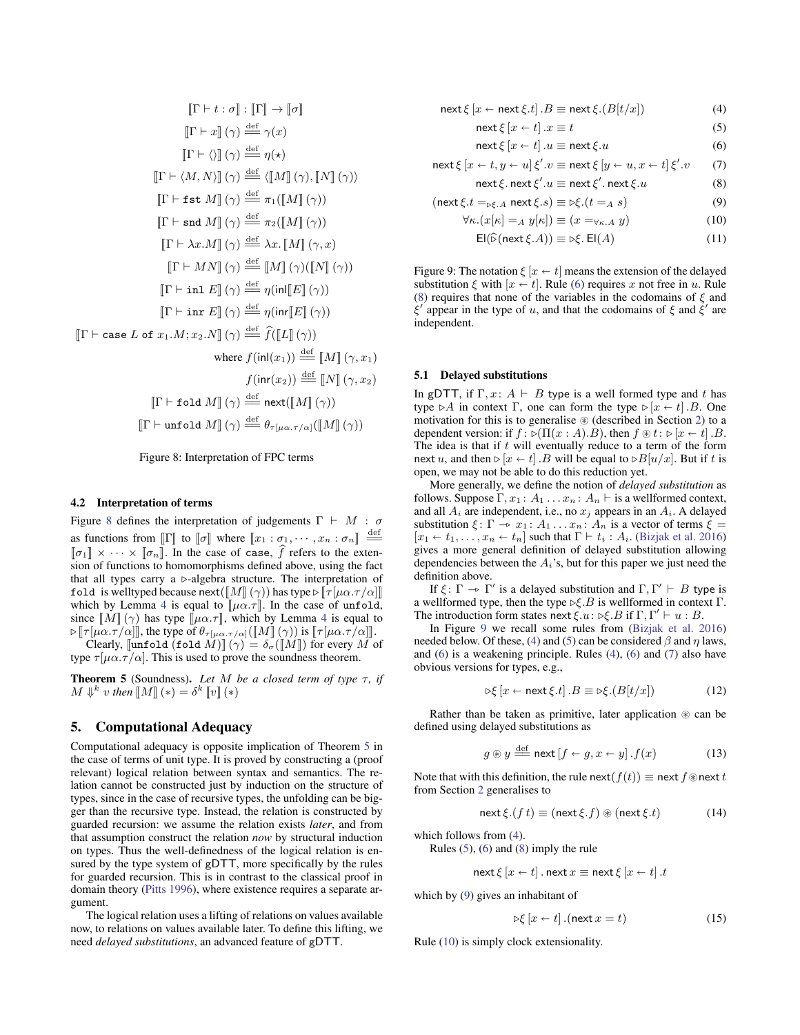$$
\begin{aligned}
\llbracket \Gamma \vdash t : \sigma \rrbracket &: \llbracket \Gamma \rrbracket \to \llbracket \sigma \rrbracket \\
\llbracket \Gamma \vdash x \rrbracket (\gamma) &\stackrel{\text{def}}{=\!=} \gamma(x) \\
\llbracket \Gamma \vdash \langle\rangle \rrbracket (\gamma) &\stackrel{\text{def}}{=\!=} \eta(\star) \\
\llbracket \Gamma \vdash \langle M, N \rangle \rrbracket (\gamma) &\stackrel{\text{def}}{=\!=} \langle \llbracket M \rrbracket (\gamma), \llbracket N \rrbracket (\gamma) \rangle \\
\llbracket \Gamma \vdash \texttt{fst}\ M \rrbracket (\gamma) &\stackrel{\text{def}}{=\!=} \pi_1(\llbracket M \rrbracket (\gamma)) \\
\llbracket \Gamma \vdash \texttt{snd}\ M \rrbracket (\gamma) &\stackrel{\text{def}}{=\!=} \pi_2(\llbracket M \rrbracket (\gamma)) \\
\llbracket \Gamma \vdash \lambda x.M \rrbracket (\gamma) &\stackrel{\text{def}}{=\!=} \lambda x.\, \llbracket M \rrbracket (\gamma, x) \\
\llbracket \Gamma \vdash MN \rrbracket (\gamma) &\stackrel{\text{def}}{=\!=} \llbracket M \rrbracket (\gamma)(\llbracket N \rrbracket (\gamma)) \\
\llbracket \Gamma \vdash \texttt{inl}\ E \rrbracket (\gamma) &\stackrel{\text{def}}{=\!=} \eta(\mathsf{inl}\llbracket E \rrbracket (\gamma)) \\
\llbracket \Gamma \vdash \texttt{inr}\ E \rrbracket (\gamma) &\stackrel{\text{def}}{=\!=} \eta(\mathsf{inr}\llbracket E \rrbracket (\gamma)) \\
\llbracket \Gamma \vdash \texttt{case}\ L\ \texttt{of}\ x_1.M; x_2.N \rrbracket (\gamma) &\stackrel{\text{def}}{=\!=} \widehat{f}(\llbracket L \rrbracket (\gamma)) \\
\text{where } f(\mathsf{inl}(x_1)) &\stackrel{\text{def}}{=\!=} \llbracket M \rrbracket (\gamma, x_1) \\
f(\mathsf{inr}(x_2)) &\stackrel{\text{def}}{=\!=} \llbracket N \rrbracket (\gamma, x_2) \\
\llbracket \Gamma \vdash \texttt{fold}\ M \rrbracket (\gamma) &\stackrel{\text{def}}{=\!=} \mathsf{next}(\llbracket M \rrbracket (\gamma)) \\
\llbracket \Gamma \vdash \texttt{unfold}\ M \rrbracket (\gamma) &\stackrel{\text{def}}{=\!=} \theta_{\tau[\mu\alpha.\tau/\alpha]}(\llbracket M \rrbracket (\gamma))
\end{aligned}
$$

Figure 8: Interpretation of FPC terms

### 4.2 Interpretation of terms

Figure 8 defines the interpretation of judgements $\Gamma \vdash M : \sigma$ as functions from $\llbracket \Gamma \rrbracket$ to $\llbracket \sigma \rrbracket$ where $\llbracket x_1 : \sigma_1, \cdots, x_n : \sigma_n \rrbracket \stackrel{\text{def}}{=\!=} \llbracket \sigma_1 \rrbracket \times \cdots \times \llbracket \sigma_n \rrbracket$. In the case of `case`, $\widehat{f}$ refers to the extension of functions to homomorphisms defined above, using the fact that all types carry a $\triangleright$-algebra structure. The interpretation of `fold` is welltyped because $\mathsf{next}(\llbracket M \rrbracket (\gamma))$ has type $\triangleright \llbracket \tau[\mu\alpha.\tau/\alpha] \rrbracket$ which by Lemma 4 is equal to $\llbracket \mu\alpha.\tau \rrbracket$. In the case of `unfold`, since $\llbracket M \rrbracket (\gamma)$ has type $\llbracket \mu\alpha.\tau \rrbracket$, which by Lemma 4 is equal to $\triangleright \llbracket \tau[\mu\alpha.\tau/\alpha] \rrbracket$, the type of $\theta_{\tau[\mu\alpha.\tau/\alpha]}(\llbracket M \rrbracket (\gamma))$ is $\llbracket \tau[\mu\alpha.\tau/\alpha] \rrbracket$.

Clearly, $\llbracket \texttt{unfold}\ (\texttt{fold}\ M) \rrbracket (\gamma) = \delta_\sigma(\llbracket M \rrbracket)$ for every $M$ of type $\tau[\mu\alpha.\tau/\alpha]$. This is used to prove the soundness theorem.

**Theorem 5** (Soundness)**.** *Let $M$ be a closed term of type $\tau$, if $M \Downarrow^k v$ then $\llbracket M \rrbracket (*) = \delta^k \llbracket v \rrbracket (*)$*

## 5. Computational Adequacy

Computational adequacy is opposite implication of Theorem 5 in the case of terms of unit type. It is proved by constructing a (proof relevant) logical relation between syntax and semantics. The relation cannot be constructed just by induction on the structure of types, since in the case of recursive types, the unfolding can be bigger than the recursive type. Instead, the relation is constructed by guarded recursion: we assume the relation exists *later*, and from that assumption construct the relation *now* by structural induction on types. Thus the well-definedness of the logical relation is ensured by the type system of gDTT, more specifically by the rules for guarded recursion. This is in contrast to the classical proof in domain theory (Pitts 1996), where existence requires a separate argument.

The logical relation uses a lifting of relations on values available now, to relations on values available later. To define this lifting, we need *delayed substitutions*, an advanced feature of gDTT.

$$
\begin{aligned}
\mathsf{next}\,\xi\,[x \leftarrow \mathsf{next}\,\xi.t]\,.B &\equiv \mathsf{next}\,\xi.(B[t/x]) && (4)\\
\mathsf{next}\,\xi\,[x \leftarrow t]\,.x &\equiv t && (5)\\
\mathsf{next}\,\xi\,[x \leftarrow t]\,.u &\equiv \mathsf{next}\,\xi.u && (6)\\
\mathsf{next}\,\xi\,[x \leftarrow t, y \leftarrow u]\,\xi'.v &\equiv \mathsf{next}\,\xi\,[y \leftarrow u, x \leftarrow t]\,\xi'.v && (7)\\
\mathsf{next}\,\xi.\,\mathsf{next}\,\xi'.u &\equiv \mathsf{next}\,\xi'.\,\mathsf{next}\,\xi.u && (8)\\
(\mathsf{next}\,\xi.t =_{\triangleright\xi.A} \mathsf{next}\,\xi.s) &\equiv \triangleright\xi.(t =_A s) && (9)\\
\forall\kappa.(x[\kappa] =_A y[\kappa]) &\equiv (x =_{\forall\kappa.A} y) && (10)\\
\mathsf{El}(\widehat{\triangleright}(\mathsf{next}\,\xi.A)) &\equiv \triangleright\xi.\,\mathsf{El}(A) && (11)
\end{aligned}
$$

Figure 9: The notation $\xi\,[x \leftarrow t]$ means the extension of the delayed substitution $\xi$ with $[x \leftarrow t]$. Rule (6) requires $x$ not free in $u$. Rule (8) requires that none of the variables in the codomains of $\xi$ and $\xi'$ appear in the type of $u$, and that the codomains of $\xi$ and $\xi'$ are independent.

### 5.1 Delayed substitutions

In gDTT, if $\Gamma, x : A \vdash B$ type is a well formed type and $t$ has type $\triangleright A$ in context $\Gamma$, one can form the type $\triangleright\,[x \leftarrow t]\,.B$. One motivation for this is to generalise $\circledast$ (described in Section 2) to a dependent version: if $f : \triangleright(\Pi(x : A).B)$, then $f \circledast t : \triangleright\,[x \leftarrow t]\,.B$. The idea is that if $t$ will eventually reduce to a term of the form $\mathsf{next}\,u$, and then $\triangleright\,[x \leftarrow t]\,.B$ will be equal to $\triangleright B[u/x]$. But if $t$ is open, we may not be able to do this reduction yet.

More generally, we define the notion of *delayed substitution* as follows. Suppose $\Gamma, x_1 : A_1 \ldots x_n : A_n \vdash$ is a wellformed context, and all $A_i$ are independent, i.e., no $x_j$ appears in an $A_i$. A delayed substitution $\xi : \Gamma \twoheadrightarrow x_1 : A_1 \ldots x_n : A_n$ is a vector of terms $\xi = [x_1 \leftarrow t_1, \ldots, x_n \leftarrow t_n]$ such that $\Gamma \vdash t_i : A_i$. (Bizjak et al. 2016) gives a more general definition of delayed substitution allowing dependencies between the $A_i$'s, but for this paper we just need the definition above.

If $\xi : \Gamma \twoheadrightarrow \Gamma'$ is a delayed substitution and $\Gamma, \Gamma' \vdash B$ type is a wellformed type, then the type $\triangleright\xi.B$ is wellformed in context $\Gamma$. The introduction form states $\mathsf{next}\,\xi.u : \triangleright\xi.B$ if $\Gamma, \Gamma' \vdash u : B$.

In Figure 9 we recall some rules from (Bizjak et al. 2016) needed below. Of these, (4) and (5) can be considered $\beta$ and $\eta$ laws, and (6) is a weakening principle. Rules (4), (6) and (7) also have obvious versions for types, e.g.,

$$
\triangleright\xi\,[x \leftarrow \mathsf{next}\,\xi.t]\,.B \equiv \triangleright\xi.(B[t/x]) \tag{12}
$$

Rather than be taken as primitive, later application $\circledast$ can be defined using delayed substitutions as

$$
g \circledast y \stackrel{\text{def}}{=\!=} \mathsf{next}\,[f \leftarrow g, x \leftarrow y]\,.f(x) \tag{13}
$$

Note that with this definition, the rule $\mathsf{next}(f(t)) \equiv \mathsf{next}\,f \circledast \mathsf{next}\,t$ from Section 2 generalises to

$$
\mathsf{next}\,\xi.(f\ t) \equiv (\mathsf{next}\,\xi.f) \circledast (\mathsf{next}\,\xi.t) \tag{14}
$$

which follows from (4).

Rules (5), (6) and (8) imply the rule

$$
\mathsf{next}\,\xi\,[x \leftarrow t]\,.\,\mathsf{next}\,x \equiv \mathsf{next}\,\xi\,[x \leftarrow t]\,.t
$$

which by (9) gives an inhabitant of

$$
\triangleright\xi\,[x \leftarrow t]\,.(\mathsf{next}\,x = t) \tag{15}
$$

Rule (10) is simply clock extensionality.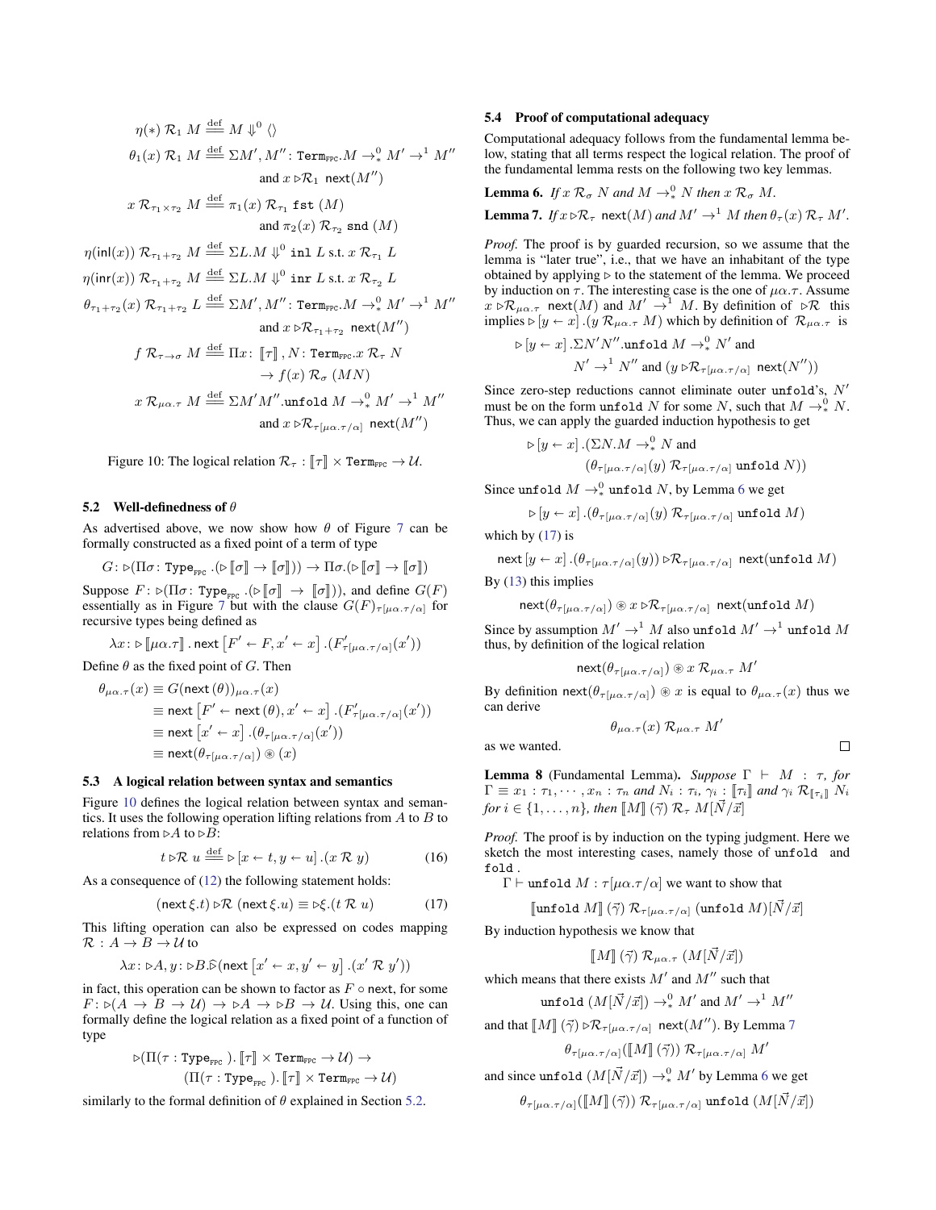$$\eta(*) \; \mathcal{R}_1 \; M \overset{\text{def}}{=\!=} M \Downarrow^0 \langle\rangle$$

$$\theta_1(x) \; \mathcal{R}_1 \; M \overset{\text{def}}{=\!=} \Sigma M', M'' \colon \mathtt{Term}_{\mathtt{FPC}}. M \to^0_* M' \to^1 M'' \text{ and } x \rhd\!\mathcal{R}_1 \; \mathsf{next}(M'')$$

$$x \; \mathcal{R}_{\tau_1 \times \tau_2} \; M \overset{\text{def}}{=\!=} \pi_1(x) \; \mathcal{R}_{\tau_1} \; \mathtt{fst}\;(M) \text{ and } \pi_2(x) \; \mathcal{R}_{\tau_2} \; \mathtt{snd}\;(M)$$

$$\eta(\mathsf{inl}(x)) \; \mathcal{R}_{\tau_1+\tau_2} \; M \overset{\text{def}}{=\!=} \Sigma L. M \Downarrow^0 \mathtt{inl}\; L \text{ s.t. } x \; \mathcal{R}_{\tau_1} \; L$$

$$\eta(\mathsf{inr}(x)) \; \mathcal{R}_{\tau_1+\tau_2} \; M \overset{\text{def}}{=\!=} \Sigma L. M \Downarrow^0 \mathtt{inr}\; L \text{ s.t. } x \; \mathcal{R}_{\tau_2} \; L$$

$$\theta_{\tau_1+\tau_2}(x) \; \mathcal{R}_{\tau_1+\tau_2} \; L \overset{\text{def}}{=\!=} \Sigma M', M'' \colon \mathtt{Term}_{\mathtt{FPC}}. M \to^0_* M' \to^1 M'' \text{ and } x \rhd\!\mathcal{R}_{\tau_1+\tau_2} \; \mathsf{next}(M'')$$

$$f \; \mathcal{R}_{\tau\to\sigma} \; M \overset{\text{def}}{=\!=} \Pi x \colon \llbracket \tau \rrbracket, N \colon \mathtt{Term}_{\mathtt{FPC}}. x \; \mathcal{R}_\tau \; N \to f(x) \; \mathcal{R}_\sigma \; (MN)$$

$$x \; \mathcal{R}_{\mu\alpha.\tau} \; M \overset{\text{def}}{=\!=} \Sigma M' M''. \mathtt{unfold}\; M \to^0_* M' \to^1 M'' \text{ and } x \rhd\!\mathcal{R}_{\tau[\mu\alpha.\tau/\alpha]} \; \mathsf{next}(M'')$$

Figure 10: The logical relation $\mathcal{R}_\tau : \llbracket \tau \rrbracket \times \mathtt{Term}_{\mathtt{FPC}} \to \mathcal{U}$.

### 5.2 Well-definedness of $\theta$

As advertised above, we now show how $\theta$ of Figure 7 can be formally constructed as a fixed point of a term of type

$$G \colon \rhd(\Pi\sigma \colon \mathtt{Type}_{\mathtt{FPC}}.(\rhd \llbracket \sigma \rrbracket \to \llbracket \sigma \rrbracket)) \to \Pi\sigma.(\rhd \llbracket \sigma \rrbracket \to \llbracket \sigma \rrbracket)$$

Suppose $F \colon \rhd(\Pi\sigma \colon \mathtt{Type}_{\mathtt{FPC}}.(\rhd \llbracket \sigma \rrbracket \to \llbracket \sigma \rrbracket))$, and define $G(F)$ essentially as in Figure 7 but with the clause $G(F)_{\tau[\mu\alpha.\tau/\alpha]}$ for recursive types being defined as

$$\lambda x \colon \rhd \llbracket \mu\alpha.\tau \rrbracket \,.\, \mathsf{next}\left[F' \leftarrow F, x' \leftarrow x\right].(F'_{\tau[\mu\alpha.\tau/\alpha]}(x'))$$

Define $\theta$ as the fixed point of $G$. Then

$$\begin{aligned}
\theta_{\mu\alpha.\tau}(x) &\equiv G(\mathsf{next}\,(\theta))_{\mu\alpha.\tau}(x) \\
&\equiv \mathsf{next}\left[F' \leftarrow \mathsf{next}\,(\theta), x' \leftarrow x\right].(F'_{\tau[\mu\alpha.\tau/\alpha]}(x')) \\
&\equiv \mathsf{next}\left[x' \leftarrow x\right].(\theta_{\tau[\mu\alpha.\tau/\alpha]}(x')) \\
&\equiv \mathsf{next}(\theta_{\tau[\mu\alpha.\tau/\alpha]}) \circledast (x)
\end{aligned}$$

### 5.3 A logical relation between syntax and semantics

Figure 10 defines the logical relation between syntax and semantics. It uses the following operation lifting relations from $A$ to $B$ to relations from $\rhd A$ to $\rhd B$:

$$t \rhd\!\mathcal{R} \; u \overset{\text{def}}{=\!=} \rhd\left[x \leftarrow t, y \leftarrow u\right].(x \; \mathcal{R} \; y) \tag{16}$$

As a consequence of (12) the following statement holds:

$$(\mathsf{next}\,\xi.t) \rhd\!\mathcal{R} \; (\mathsf{next}\,\xi.u) \equiv \rhd\xi.(t \; \mathcal{R} \; u) \tag{17}$$

This lifting operation can also be expressed on codes mapping $\mathcal{R} : A \to B \to \mathcal{U}$ to

$$\lambda x \colon \rhd A, y \colon \rhd B. \widehat{\rhd}(\mathsf{next}\left[x' \leftarrow x, y' \leftarrow y\right].(x' \; \mathcal{R} \; y'))$$

in fact, this operation can be shown to factor as $F \circ \mathsf{next}$, for some $F \colon \rhd(A \to B \to \mathcal{U}) \to \rhd A \to \rhd B \to \mathcal{U}$. Using this, one can formally define the logical relation as a fixed point of a function of type

$$\rhd(\Pi(\tau : \mathtt{Type}_{\mathtt{FPC}}).\llbracket \tau \rrbracket \times \mathtt{Term}_{\mathtt{FPC}} \to \mathcal{U}) \to (\Pi(\tau : \mathtt{Type}_{\mathtt{FPC}}).\llbracket \tau \rrbracket \times \mathtt{Term}_{\mathtt{FPC}} \to \mathcal{U})$$

similarly to the formal definition of $\theta$ explained in Section 5.2.

### 5.4 Proof of computational adequacy

Computational adequacy follows from the fundamental lemma below, stating that all terms respect the logical relation. The proof of the fundamental lemma rests on the following two key lemmas.

**Lemma 6.** *If $x \; \mathcal{R}_\sigma \; N$ and $M \to^0_* N$ then $x \; \mathcal{R}_\sigma \; M$.*

**Lemma 7.** *If $x \rhd\!\mathcal{R}_\tau \; \mathsf{next}(M)$ and $M' \to^1 M$ then $\theta_\tau(x) \; \mathcal{R}_\tau \; M'$.*

*Proof.* The proof is by guarded recursion, so we assume that the lemma is "later true", i.e., that we have an inhabitant of the type obtained by applying $\rhd$ to the statement of the lemma. We proceed by induction on $\tau$. The interesting case is the one of $\mu\alpha.\tau$. Assume $x \rhd\!\mathcal{R}_{\mu\alpha.\tau} \; \mathsf{next}(M)$ and $M' \to^1 M$. By definition of $\rhd\mathcal{R}$ this implies $\rhd\left[y \leftarrow x\right].(y \; \mathcal{R}_{\mu\alpha.\tau} \; M)$ which by definition of $\mathcal{R}_{\mu\alpha.\tau}$ is

$$\rhd\left[y \leftarrow x\right].\Sigma N' N''.\mathtt{unfold}\; M \to^0_* N' \text{ and } N' \to^1 N'' \text{ and } (y \rhd\!\mathcal{R}_{\tau[\mu\alpha.\tau/\alpha]} \; \mathsf{next}(N''))$$

Since zero-step reductions cannot eliminate outer $\mathtt{unfold}$'s, $N'$ must be on the form $\mathtt{unfold}\; N$ for some $N$, such that $M \to^0_* N$. Thus, we can apply the guarded induction hypothesis to get

$$\rhd\left[y \leftarrow x\right].(\Sigma N. M \to^0_* N \text{ and } (\theta_{\tau[\mu\alpha.\tau/\alpha]}(y) \; \mathcal{R}_{\tau[\mu\alpha.\tau/\alpha]} \; \mathtt{unfold}\; N))$$

Since $\mathtt{unfold}\; M \to^0_* \mathtt{unfold}\; N$, by Lemma 6 we get

$$\rhd\left[y \leftarrow x\right].(\theta_{\tau[\mu\alpha.\tau/\alpha]}(y) \; \mathcal{R}_{\tau[\mu\alpha.\tau/\alpha]} \; \mathtt{unfold}\; M)$$

which by (17) is

$$\mathsf{next}\left[y \leftarrow x\right].(\theta_{\tau[\mu\alpha.\tau/\alpha]}(y)) \rhd\!\mathcal{R}_{\tau[\mu\alpha.\tau/\alpha]} \; \mathsf{next}(\mathtt{unfold}\; M)$$

By (13) this implies

$$\mathsf{next}(\theta_{\tau[\mu\alpha.\tau/\alpha]}) \circledast x \rhd\!\mathcal{R}_{\tau[\mu\alpha.\tau/\alpha]} \; \mathsf{next}(\mathtt{unfold}\; M)$$

Since by assumption $M' \to^1 M$ also $\mathtt{unfold}\; M' \to^1 \mathtt{unfold}\; M$ thus, by definition of the logical relation

$$\mathsf{next}(\theta_{\tau[\mu\alpha.\tau/\alpha]}) \circledast x \; \mathcal{R}_{\mu\alpha.\tau} \; M'$$

By definition $\mathsf{next}(\theta_{\tau[\mu\alpha.\tau/\alpha]}) \circledast x$ is equal to $\theta_{\mu\alpha.\tau}(x)$ thus we can derive

$$\theta_{\mu\alpha.\tau}(x) \; \mathcal{R}_{\mu\alpha.\tau} \; M'$$

as we wanted. ☐

**Lemma 8** (Fundamental Lemma). *Suppose $\Gamma \vdash M : \tau$, for $\Gamma \equiv x_1 : \tau_1, \cdots, x_n : \tau_n$ and $N_i : \tau_i$, $\gamma_i : \llbracket \tau_i \rrbracket$ and $\gamma_i \; \mathcal{R}_{\llbracket \tau_i \rrbracket} \; N_i$ for $i \in \{1, \ldots, n\}$, then $\llbracket M \rrbracket \,(\vec{\gamma}) \; \mathcal{R}_\tau \; M[\vec{N}/\vec{x}]$*

*Proof.* The proof is by induction on the typing judgment. Here we sketch the most interesting cases, namely those of $\mathtt{unfold}$ and $\mathtt{fold}$.

$\Gamma \vdash \mathtt{unfold}\; M : \tau[\mu\alpha.\tau/\alpha]$ we want to show that

$$\llbracket \mathtt{unfold}\; M \rrbracket \,(\vec{\gamma}) \; \mathcal{R}_{\tau[\mu\alpha.\tau/\alpha]} \; (\mathtt{unfold}\; M)[\vec{N}/\vec{x}]$$

By induction hypothesis we know that

$$\llbracket M \rrbracket \,(\vec{\gamma}) \; \mathcal{R}_{\mu\alpha.\tau} \; (M[\vec{N}/\vec{x}])$$

which means that there exists $M'$ and $M''$ such that

$$\mathtt{unfold}\; (M[\vec{N}/\vec{x}]) \to^0_* M' \text{ and } M' \to^1 M''$$

and that $\llbracket M \rrbracket \,(\vec{\gamma}) \rhd\!\mathcal{R}_{\tau[\mu\alpha.\tau/\alpha]} \; \mathsf{next}(M'')$. By Lemma 7

$$\theta_{\tau[\mu\alpha.\tau/\alpha]}(\llbracket M \rrbracket \,(\vec{\gamma})) \; \mathcal{R}_{\tau[\mu\alpha.\tau/\alpha]} \; M'$$

and since $\mathtt{unfold}\; (M[\vec{N}/\vec{x}]) \to^0_* M'$ by Lemma 6 we get

$$\theta_{\tau[\mu\alpha.\tau/\alpha]}(\llbracket M \rrbracket \,(\vec{\gamma})) \; \mathcal{R}_{\tau[\mu\alpha.\tau/\alpha]} \; \mathtt{unfold}\; (M[\vec{N}/\vec{x}])$$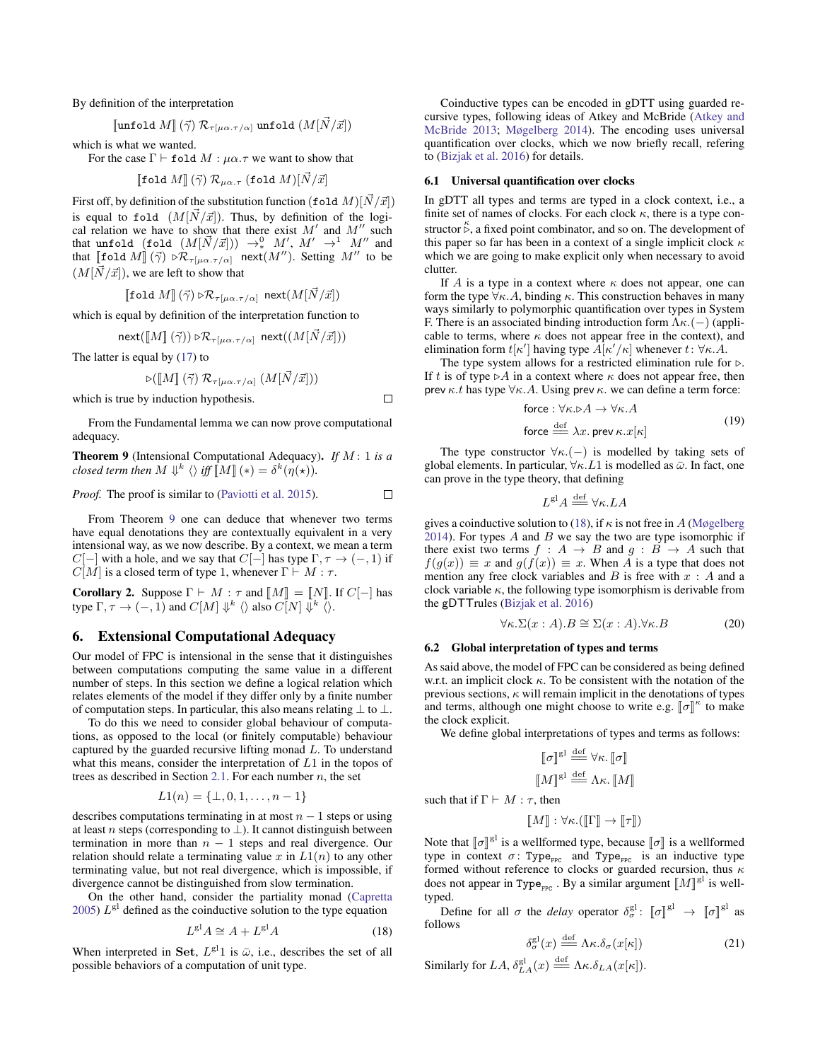By definition of the interpretation

$$[\![\texttt{unfold}\ M]\!]\,(\vec{\gamma})\ \mathcal{R}_{\tau[\mu\alpha.\tau/\alpha]}\ \texttt{unfold}\ (M[\vec{N}/\vec{x}])$$

which is what we wanted.

For the case $\Gamma \vdash \texttt{fold}\ M : \mu\alpha.\tau$ we want to show that

$$[\![\texttt{fold}\ M]\!]\,(\vec{\gamma})\ \mathcal{R}_{\mu\alpha.\tau}\ (\texttt{fold}\ M)[\vec{N}/\vec{x}]$$

First off, by definition of the substitution function $(\texttt{fold}\ M)[\vec{N}/\vec{x}]$ is equal to $\texttt{fold}\ (M[\vec{N}/\vec{x}])$. Thus, by definition of the logical relation we have to show that there exist $M'$ and $M''$ such that $\texttt{unfold}\ (\texttt{fold}\ (M[\vec{N}/\vec{x}])) \to^0_* M'$, $M' \to^1 M''$ and that $[\![\texttt{fold}\ M]\!]\,(\vec{\gamma}) \triangleright\mathcal{R}_{\tau[\mu\alpha.\tau/\alpha]}\ \mathsf{next}(M'')$. Setting $M''$ to be $(M[\vec{N}/\vec{x}])$, we are left to show that

$$[\![\texttt{fold}\ M]\!]\,(\vec{\gamma}) \triangleright\mathcal{R}_{\tau[\mu\alpha.\tau/\alpha]}\ \mathsf{next}(M[\vec{N}/\vec{x}])$$

which is equal by definition of the interpretation function to

$$\mathsf{next}([\![M]\!]\,(\vec{\gamma})) \triangleright\mathcal{R}_{\tau[\mu\alpha.\tau/\alpha]}\ \mathsf{next}((M[\vec{N}/\vec{x}]))$$

The latter is equal by (17) to

$$\triangleright([\![M]\!]\,(\vec{\gamma})\ \mathcal{R}_{\tau[\mu\alpha.\tau/\alpha]}\ (M[\vec{N}/\vec{x}]))$$

which is true by induction hypothesis. □

From the Fundamental lemma we can now prove computational adequacy.

**Theorem 9** (Intensional Computational Adequacy)**.** *If $M : 1$ is a closed term then $M \Downarrow^k \langle\rangle$ iff $[\![M]\!]\,(*) = \delta^k(\eta(\star))$.*

*Proof.* The proof is similar to (Paviotti et al. 2015). □

From Theorem 9 one can deduce that whenever two terms have equal denotations they are contextually equivalent in a very intensional way, as we now describe. By a context, we mean a term $C[-]$ with a hole, and we say that $C[-]$ has type $\Gamma, \tau \to (-, 1)$ if $C[M]$ is a closed term of type 1, whenever $\Gamma \vdash M : \tau$.

**Corollary 2.** Suppose $\Gamma \vdash M : \tau$ and $[\![M]\!] = [\![N]\!]$. If $C[-]$ has type $\Gamma, \tau \to (-, 1)$ and $C[M] \Downarrow^k \langle\rangle$ also $C[N] \Downarrow^k \langle\rangle$.

## 6. Extensional Computational Adequacy

Our model of FPC is intensional in the sense that it distinguishes between computations computing the same value in a different number of steps. In this section we define a logical relation which relates elements of the model if they differ only by a finite number of computation steps. In particular, this also means relating $\bot$ to $\bot$.

To do this we need to consider global behaviour of computations, as opposed to the local (or finitely computable) behaviour captured by the guarded recursive lifting monad $L$. To understand what this means, consider the interpretation of $L1$ in the topos of trees as described in Section 2.1. For each number $n$, the set

$$L1(n) = \{\bot, 0, 1, \ldots, n-1\}$$

describes computations terminating in at most $n-1$ steps or using at least $n$ steps (corresponding to $\bot$). It cannot distinguish between termination in more than $n-1$ steps and real divergence. Our relation should relate a terminating value $x$ in $L1(n)$ to any other terminating value, but not real divergence, which is impossible, if divergence cannot be distinguished from slow termination.

On the other hand, consider the partiality monad (Capretta 2005) $L^{\mathrm{gl}}$ defined as the coinductive solution to the type equation

$$L^{\mathrm{gl}}A \cong A + L^{\mathrm{gl}}A \tag{18}$$

When interpreted in **Set**, $L^{\mathrm{gl}}1$ is $\bar{\omega}$, i.e., describes the set of all possible behaviors of a computation of unit type.

Coinductive types can be encoded in gDTT using guarded recursive types, following ideas of Atkey and McBride (Atkey and McBride 2013; Møgelberg 2014). The encoding uses universal quantification over clocks, which we now briefly recall, refering to (Bizjak et al. 2016) for details.

### 6.1 Universal quantification over clocks

In gDTT all types and terms are typed in a clock context, i.e., a finite set of names of clocks. For each clock $\kappa$, there is a type constructor $\overset{\kappa}{\triangleright}$, a fixed point combinator, and so on. The development of this paper so far has been in a context of a single implicit clock $\kappa$ which we are going to make explicit only when necessary to avoid clutter.

If $A$ is a type in a context where $\kappa$ does not appear, one can form the type $\forall\kappa.A$, binding $\kappa$. This construction behaves in many ways similarly to polymorphic quantification over types in System F. There is an associated binding introduction form $\Lambda\kappa.(-)$ (applicable to terms, where $\kappa$ does not appear free in the context), and elimination form $t[\kappa']$ having type $A[\kappa'/\kappa]$ whenever $t\colon \forall\kappa.A$.

The type system allows for a restricted elimination rule for $\triangleright$. If $t$ is of type $\triangleright A$ in a context where $\kappa$ does not appear free, then $\mathsf{prev}\,\kappa.t$ has type $\forall\kappa.A$. Using $\mathsf{prev}\,\kappa.$ we can define a term force:

$$\begin{aligned} &\mathsf{force} : \forall\kappa.\triangleright A \to \forall\kappa.A \\ &\mathsf{force} \overset{\mathrm{def}}{=\!=} \lambda x.\ \mathsf{prev}\,\kappa.x[\kappa] \end{aligned} \tag{19}$$

The type constructor $\forall\kappa.(-)$ is modelled by taking sets of global elements. In particular, $\forall\kappa.L1$ is modelled as $\bar{\omega}$. In fact, one can prove in the type theory, that defining

$$L^{\mathrm{gl}}A \overset{\mathrm{def}}{=\!=} \forall\kappa.LA$$

gives a coinductive solution to (18), if $\kappa$ is not free in $A$ (Møgelberg 2014). For types $A$ and $B$ we say the two are type isomorphic if there exist two terms $f : A \to B$ and $g : B \to A$ such that $f(g(x)) \equiv x$ and $g(f(x)) \equiv x$. When $A$ is a type that does not mention any free clock variables and $B$ is free with $x : A$ and a clock variable $\kappa$, the following type isomorphism is derivable from the gDTTrules (Bizjak et al. 2016)

$$\forall\kappa.\Sigma(x : A).B \cong \Sigma(x : A).\forall\kappa.B \tag{20}$$

### 6.2 Global interpretation of types and terms

As said above, the model of FPC can be considered as being defined w.r.t. an implicit clock $\kappa$. To be consistent with the notation of the previous sections, $\kappa$ will remain implicit in the denotations of types and terms, although one might choose to write e.g. $[\![\sigma]\!]^{\kappa}$ to make the clock explicit.

We define global interpretations of types and terms as follows:

$$[\![\sigma]\!]^{\mathrm{gl}} \overset{\mathrm{def}}{=\!=} \forall\kappa.\,[\![\sigma]\!]$$

$$[\![M]\!]^{\mathrm{gl}} \overset{\mathrm{def}}{=\!=} \Lambda\kappa.\,[\![M]\!]$$

such that if $\Gamma \vdash M : \tau$, then

$$[\![M]\!] : \forall\kappa.([\![\Gamma]\!] \to [\![\tau]\!])$$

Note that $[\![\sigma]\!]^{\mathrm{gl}}$ is a wellformed type, because $[\![\sigma]\!]$ is a wellformed type in context $\sigma\colon \mathtt{Type}_{\mathtt{FPC}}$ and $\mathtt{Type}_{\mathtt{FPC}}$ is an inductive type formed without reference to clocks or guarded recursion, thus $\kappa$ does not appear in $\mathtt{Type}_{\mathtt{FPC}}$. By a similar argument $[\![M]\!]^{\mathrm{gl}}$ is welltyped.

Define for all $\sigma$ the *delay* operator $\delta^{\mathrm{gl}}_{\sigma} \colon [\![\sigma]\!]^{\mathrm{gl}} \to [\![\sigma]\!]^{\mathrm{gl}}$ as follows

$$\delta^{\mathrm{gl}}_{\sigma}(x) \overset{\mathrm{def}}{=\!=} \Lambda\kappa.\delta_{\sigma}(x[\kappa]) \tag{21}$$

Similarly for $LA$, $\delta^{\mathrm{gl}}_{LA}(x) \overset{\mathrm{def}}{=\!=} \Lambda\kappa.\delta_{LA}(x[\kappa])$.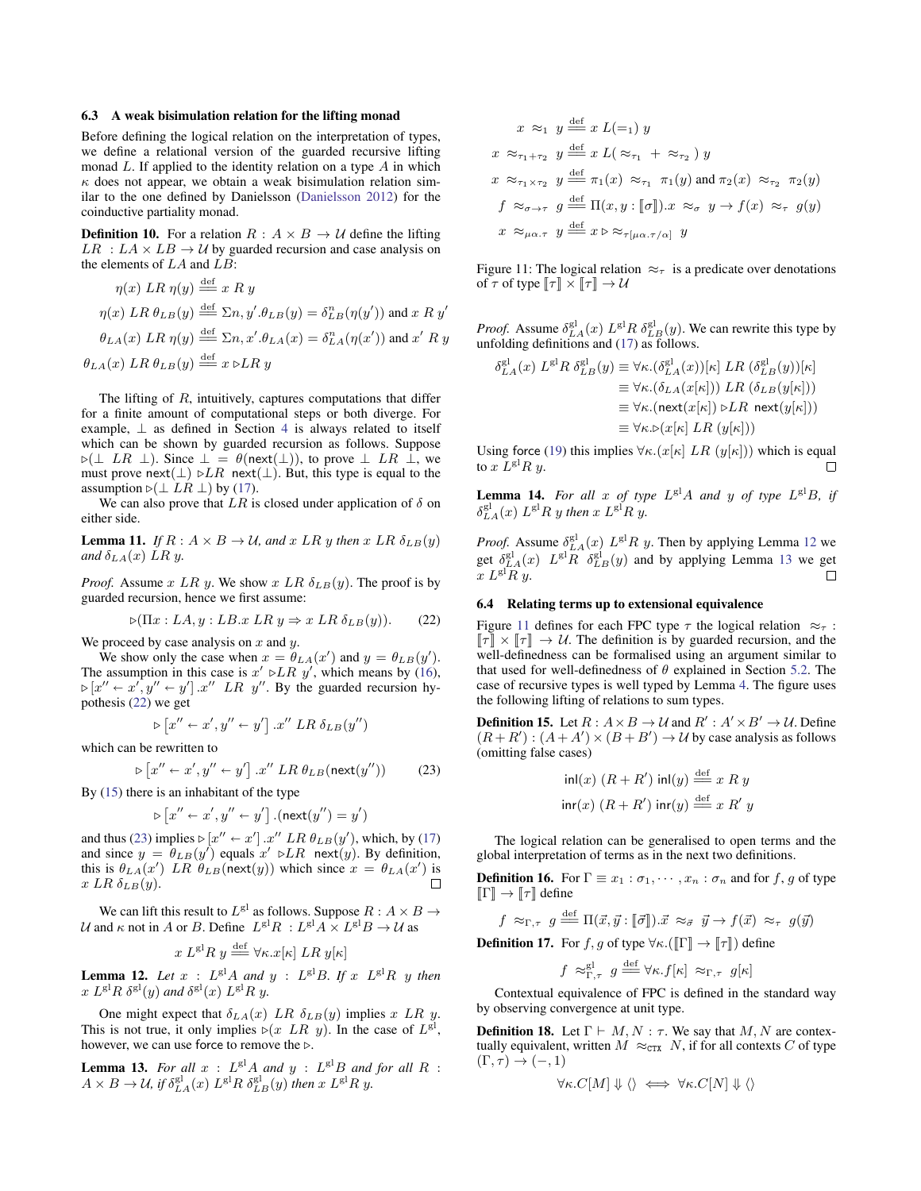### 6.3 A weak bisimulation relation for the lifting monad

Before defining the logical relation on the interpretation of types, we define a relational version of the guarded recursive lifting monad $L$. If applied to the identity relation on a type $A$ in which $\kappa$ does not appear, we obtain a weak bisimulation relation similar to the one defined by Danielsson (Danielsson 2012) for the coinductive partiality monad.

**Definition 10.** For a relation $R : A \times B \to \mathcal{U}$ define the lifting $LR : LA \times LB \to \mathcal{U}$ by guarded recursion and case analysis on the elements of $LA$ and $LB$:

$$\eta(x)\ LR\ \eta(y) \stackrel{\text{def}}{=\!=} x\ R\ y$$

$$\eta(x)\ LR\ \theta_{LB}(y) \stackrel{\text{def}}{=\!=} \Sigma n, y'.\theta_{LB}(y) = \delta^{\mathrm{n}}_{LB}(\eta(y')) \text{ and } x\ R\ y'$$

$$\theta_{LA}(x)\ LR\ \eta(y) \stackrel{\text{def}}{=\!=} \Sigma n, x'.\theta_{LA}(x) = \delta^{\mathrm{n}}_{LA}(\eta(x')) \text{ and } x'\ R\ y$$

$$\theta_{LA}(x)\ LR\ \theta_{LB}(y) \stackrel{\text{def}}{=\!=} x \triangleright LR\ y$$

The lifting of $R$, intuitively, captures computations that differ for a finite amount of computational steps or both diverge. For example, $\bot$ as defined in Section 4 is always related to itself which can be shown by guarded recursion as follows. Suppose $\triangleright(\bot\ LR\ \bot)$. Since $\bot = \theta(\mathsf{next}(\bot))$, to prove $\bot\ LR\ \bot$, we must prove $\mathsf{next}(\bot) \triangleright LR\ \mathsf{next}(\bot)$. But, this type is equal to the assumption $\triangleright(\bot\ LR\ \bot)$ by (17).

We can also prove that $LR$ is closed under application of $\delta$ on either side.

**Lemma 11.** *If $R : A \times B \to \mathcal{U}$, and $x\ LR\ y$ then $x\ LR\ \delta_{LB}(y)$ and $\delta_{LA}(x)\ LR\ y$.*

*Proof.* Assume $x\ LR\ y$. We show $x\ LR\ \delta_{LB}(y)$. The proof is by guarded recursion, hence we first assume:

$$\triangleright(\Pi x : LA, y : LB.x\ LR\ y \Rightarrow x\ LR\ \delta_{LB}(y)). \tag{22}$$

We proceed by case analysis on $x$ and $y$.

We show only the case when $x = \theta_{LA}(x')$ and $y = \theta_{LB}(y')$. The assumption in this case is $x' \triangleright LR\ y'$, which means by (16), $\triangleright[x'' \leftarrow x', y'' \leftarrow y'].x''\ LR\ y''$. By the guarded recursion hypothesis (22) we get

$$\triangleright\left[x'' \leftarrow x', y'' \leftarrow y'\right].x''\ LR\ \delta_{LB}(y'')$$

which can be rewritten to

$$\triangleright\left[x'' \leftarrow x', y'' \leftarrow y'\right].x''\ LR\ \theta_{LB}(\mathsf{next}(y'')) \tag{23}$$

By (15) there is an inhabitant of the type

$$\triangleright\left[x'' \leftarrow x', y'' \leftarrow y'\right].(\mathsf{next}(y'') = y')$$

and thus (23) implies $\triangleright[x'' \leftarrow x'].x''\ LR\ \theta_{LB}(y')$, which, by (17) and since $y = \theta_{LB}(y')$ equals $x' \triangleright LR\ \mathsf{next}(y)$. By definition, this is $\theta_{LA}(x')\ LR\ \theta_{LB}(\mathsf{next}(y))$ which since $x = \theta_{LA}(x')$ is $x\ LR\ \delta_{LB}(y)$. $\square$

We can lift this result to $L^{\mathrm{gl}}$ as follows. Suppose $R : A \times B \to \mathcal{U}$ and $\kappa$ not in $A$ or $B$. Define $L^{\mathrm{gl}}R : L^{\mathrm{gl}}A \times L^{\mathrm{gl}}B \to \mathcal{U}$ as

$$x\ L^{\mathrm{gl}}R\ y \stackrel{\text{def}}{=\!=} \forall\kappa.x[\kappa]\ LR\ y[\kappa]$$

**Lemma 12.** *Let $x : L^{\mathrm{gl}}A$ and $y : L^{\mathrm{gl}}B$. If $x\ L^{\mathrm{gl}}R\ y$ then $x\ L^{\mathrm{gl}}R\ \delta^{\mathrm{gl}}(y)$ and $\delta^{\mathrm{gl}}(x)\ L^{\mathrm{gl}}R\ y$.*

One might expect that $\delta_{LA}(x)\ LR\ \delta_{LB}(y)$ implies $x\ LR\ y$. This is not true, it only implies $\triangleright(x\ LR\ y)$. In the case of $L^{\mathrm{gl}}$, however, we can use $\mathsf{force}$ to remove the $\triangleright$.

**Lemma 13.** *For all $x : L^{\mathrm{gl}}A$ and $y : L^{\mathrm{gl}}B$ and for all $R : A \times B \to \mathcal{U}$, if $\delta^{\mathrm{gl}}_{LA}(x)\ L^{\mathrm{gl}}R\ \delta^{\mathrm{gl}}_{LB}(y)$ then $x\ L^{\mathrm{gl}}R\ y$.*

*Proof.* Assume $\delta^{\mathrm{gl}}_{LA}(x)\ L^{\mathrm{gl}}R\ \delta^{\mathrm{gl}}_{LB}(y)$. We can rewrite this type by unfolding definitions and (17) as follows.

$$\begin{aligned}
\delta^{\mathrm{gl}}_{LA}(x)\ L^{\mathrm{gl}}R\ \delta^{\mathrm{gl}}_{LB}(y) &\equiv \forall\kappa.(\delta^{\mathrm{gl}}_{LA}(x))[\kappa]\ LR\ (\delta^{\mathrm{gl}}_{LB}(y))[\kappa] \\
&\equiv \forall\kappa.(\delta_{LA}(x[\kappa]))\ LR\ (\delta_{LB}(y[\kappa])) \\
&\equiv \forall\kappa.(\mathsf{next}(x[\kappa]) \triangleright LR\ \mathsf{next}(y[\kappa])) \\
&\equiv \forall\kappa.\triangleright(x[\kappa]\ LR\ (y[\kappa]))
\end{aligned}$$

Using $\mathsf{force}$ (19) this implies $\forall\kappa.(x[\kappa]\ LR\ (y[\kappa]))$ which is equal to $x\ L^{\mathrm{gl}}R\ y$. $\square$

**Lemma 14.** *For all $x$ of type $L^{\mathrm{gl}}A$ and $y$ of type $L^{\mathrm{gl}}B$, if $\delta^{\mathrm{gl}}_{LA}(x)\ L^{\mathrm{gl}}R\ y$ then $x\ L^{\mathrm{gl}}R\ y$.*

*Proof.* Assume $\delta^{\mathrm{gl}}_{LA}(x)\ L^{\mathrm{gl}}R\ y$. Then by applying Lemma 12 we get $\delta^{\mathrm{gl}}_{LA}(x)\ L^{\mathrm{gl}}R\ \delta^{\mathrm{gl}}_{LB}(y)$ and by applying Lemma 13 we get $x\ L^{\mathrm{gl}}R\ y$. $\square$

$$x\ \approx_1\ y \stackrel{\text{def}}{=\!=} x\ L(=_1)\ y$$

$$x\ \approx_{\tau_1+\tau_2}\ y \stackrel{\text{def}}{=\!=} x\ L(\approx_{\tau_1} + \approx_{\tau_2})\ y$$

$$x\ \approx_{\tau_1\times\tau_2}\ y \stackrel{\text{def}}{=\!=} \pi_1(x)\ \approx_{\tau_1}\ \pi_1(y) \text{ and } \pi_2(x)\ \approx_{\tau_2}\ \pi_2(y)$$

$$f\ \approx_{\sigma\to\tau}\ g \stackrel{\text{def}}{=\!=} \Pi(x, y : [\![\sigma]\!]).x\ \approx_\sigma\ y \to f(x)\ \approx_\tau\ g(y)$$

$$x\ \approx_{\mu\alpha.\tau}\ y \stackrel{\text{def}}{=\!=} x \triangleright \approx_{\tau[\mu\alpha.\tau/\alpha]}\ y$$

Figure 11: The logical relation $\approx_\tau$ is a predicate over denotations of $\tau$ of type $[\![\tau]\!] \times [\![\tau]\!] \to \mathcal{U}$

### 6.4 Relating terms up to extensional equivalence

Figure 11 defines for each FPC type $\tau$ the logical relation $\approx_\tau$ : $[\![\tau]\!] \times [\![\tau]\!] \to \mathcal{U}$. The definition is by guarded recursion, and the well-definedness can be formalised using an argument similar to that used for well-definedness of $\theta$ explained in Section 5.2. The case of recursive types is well typed by Lemma 4. The figure uses the following lifting of relations to sum types.

**Definition 15.** Let $R : A \times B \to \mathcal{U}$ and $R' : A' \times B' \to \mathcal{U}$. Define $(R + R') : (A + A') \times (B + B') \to \mathcal{U}$ by case analysis as follows (omitting false cases)

$$\mathsf{inl}(x)\ (R + R')\ \mathsf{inl}(y) \stackrel{\text{def}}{=\!=} x\ R\ y$$

$$\mathsf{inr}(x)\ (R + R')\ \mathsf{inr}(y) \stackrel{\text{def}}{=\!=} x\ R'\ y$$

The logical relation can be generalised to open terms and the global interpretation of terms as in the next two definitions.

**Definition 16.** For $\Gamma \equiv x_1 : \sigma_1, \cdots, x_n : \sigma_n$ and for $f, g$ of type $[\![\Gamma]\!] \to [\![\tau]\!]$ define

$$f\ \approx_{\Gamma,\tau}\ g \stackrel{\text{def}}{=\!=} \Pi(\vec{x}, \vec{y} : [\![\vec{\sigma}]\!]).\vec{x}\ \approx_{\vec{\sigma}}\ \vec{y} \to f(\vec{x})\ \approx_\tau\ g(\vec{y})$$

**Definition 17.** For $f, g$ of type $\forall\kappa.([\![\Gamma]\!] \to [\![\tau]\!])$ define

$$f\ \approx^{\mathrm{gl}}_{\Gamma,\tau}\ g \stackrel{\text{def}}{=\!=} \forall\kappa.f[\kappa]\ \approx_{\Gamma,\tau}\ g[\kappa]$$

Contextual equivalence of FPC is defined in the standard way by observing convergence at unit type.

**Definition 18.** Let $\Gamma \vdash M, N : \tau$. We say that $M, N$ are contextually equivalent, written $M \approx_{\mathtt{CTX}} N$, if for all contexts $C$ of type $(\Gamma, \tau) \to (-, 1)$

$$\forall\kappa.C[M] \Downarrow \langle\rangle \iff \forall\kappa.C[N] \Downarrow \langle\rangle$$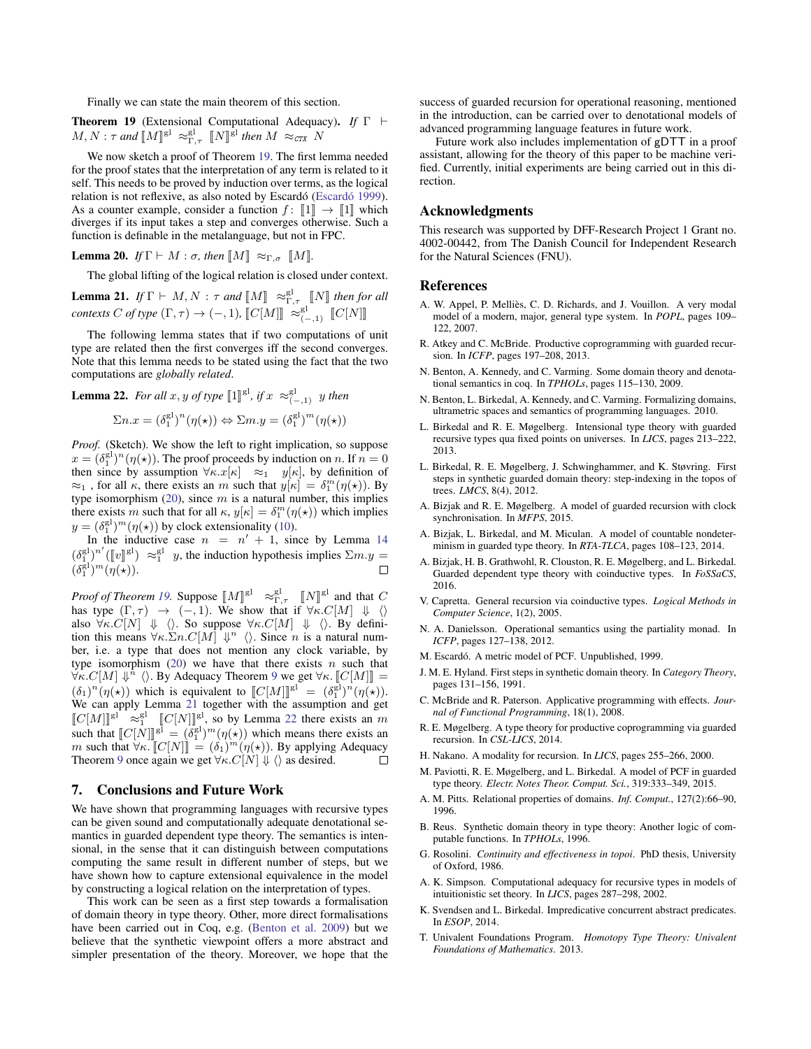Finally we can state the main theorem of this section.

**Theorem 19** (Extensional Computational Adequacy). *If $\Gamma \vdash M, N : \tau$ and $[\![M]\!]^{\mathrm{gl}} \approx^{\mathrm{gl}}_{\Gamma,\tau} [\![N]\!]^{\mathrm{gl}}$ then $M \approx_{\mathit{CTX}} N$*

We now sketch a proof of Theorem 19. The first lemma needed for the proof states that the interpretation of any term is related to it self. This needs to be proved by induction over terms, as the logical relation is not reflexive, as also noted by Escardó (Escardó 1999). As a counter example, consider a function $f : [\![1]\!] \to [\![1]\!]$ which diverges if its input takes a step and converges otherwise. Such a function is definable in the metalanguage, but not in FPC.

**Lemma 20.** *If $\Gamma \vdash M : \sigma$, then $[\![M]\!] \approx_{\Gamma,\sigma} [\![M]\!]$.*

The global lifting of the logical relation is closed under context.

**Lemma 21.** *If $\Gamma \vdash M, N : \tau$ and $[\![M]\!] \approx^{\mathrm{gl}}_{\Gamma,\tau} [\![N]\!]$ then for all contexts $C$ of type $(\Gamma, \tau) \to (-, 1)$, $[\![C[M]]\!] \approx^{\mathrm{gl}}_{(-,1)} [\![C[N]]\!]$*

The following lemma states that if two computations of unit type are related then the first converges iff the second converges. Note that this lemma needs to be stated using the fact that the two computations are *globally related*.

**Lemma 22.** *For all $x, y$ of type $[\![1]\!]^{\mathrm{gl}}$, if $x \approx^{\mathrm{gl}}_{(-,1)} y$ then*

$$\Sigma n.x = (\delta_1^{\mathrm{gl}})^n(\eta(\star)) \Leftrightarrow \Sigma m.y = (\delta_1^{\mathrm{gl}})^m(\eta(\star))$$

*Proof.* (Sketch). We show the left to right implication, so suppose $x = (\delta_1^{\mathrm{gl}})^n(\eta(\star))$. The proof proceeds by induction on $n$. If $n = 0$ then since by assumption $\forall\kappa.x[\kappa] \approx_1 y[\kappa]$, by definition of $\approx_1$, for all $\kappa$, there exists an $m$ such that $y[\kappa] = \delta_1^m(\eta(\star))$. By type isomorphism (20), since $m$ is a natural number, this implies there exists $m$ such that for all $\kappa$, $y[\kappa] = \delta_1^m(\eta(\star))$ which implies $y = (\delta_1^{\mathrm{gl}})^m(\eta(\star))$ by clock extensionality (10).

In the inductive case $n = n' + 1$, since by Lemma 14 $(\delta_1^{\mathrm{gl}})^{n'}([\![v]\!]^{\mathrm{gl}}) \approx_1^{\mathrm{gl}} y$, the induction hypothesis implies $\Sigma m.y = (\delta_1^{\mathrm{gl}})^m(\eta(\star))$. ∎

*Proof of Theorem 19.* Suppose $[\![M]\!]^{\mathrm{gl}} \approx^{\mathrm{gl}}_{\Gamma,\tau} [\![N]\!]^{\mathrm{gl}}$ and that $C$ has type $(\Gamma, \tau) \to (-, 1)$. We show that if $\forall\kappa.C[M] \Downarrow \langle\rangle$ also $\forall\kappa.C[N] \Downarrow \langle\rangle$. So suppose $\forall\kappa.C[M] \Downarrow \langle\rangle$. By definition this means $\forall\kappa.\Sigma n.C[M] \Downarrow^n \langle\rangle$. Since $n$ is a natural number, i.e. a type that does not mention any clock variable, by type isomorphism (20) we have that there exists $n$ such that $\forall\kappa.C[M] \Downarrow^n \langle\rangle$. By Adequacy Theorem 9 we get $\forall\kappa.[\![C[M]]\!] = (\delta_1)^n(\eta(\star))$ which is equivalent to $[\![C[M]]\!]^{\mathrm{gl}} = (\delta_1^{\mathrm{gl}})^n(\eta(\star))$. We can apply Lemma 21 together with the assumption and get $[\![C[M]]\!]^{\mathrm{gl}} \approx_1^{\mathrm{gl}} [\![C[N]]\!]^{\mathrm{gl}}$, so by Lemma 22 there exists an $m$ such that $[\![C[N]]\!]^{\mathrm{gl}} = (\delta_1^{\mathrm{gl}})^m(\eta(\star))$ which means there exists an $m$ such that $\forall\kappa.[\![C[N]]\!] = (\delta_1)^m(\eta(\star))$. By applying Adequacy Theorem 9 once again we get $\forall\kappa.C[N] \Downarrow \langle\rangle$ as desired. ∎

## 7. Conclusions and Future Work

We have shown that programming languages with recursive types can be given sound and computationally adequate denotational semantics in guarded dependent type theory. The semantics is intensional, in the sense that it can distinguish between computations computing the same result in different number of steps, but we have shown how to capture extensional equivalence in the model by constructing a logical relation on the interpretation of types.

This work can be seen as a first step towards a formalisation of domain theory in type theory. Other, more direct formalisations have been carried out in Coq, e.g. (Benton et al. 2009) but we believe that the synthetic viewpoint offers a more abstract and simpler presentation of the theory. Moreover, we hope that the success of guarded recursion for operational reasoning, mentioned in the introduction, can be carried over to denotational models of advanced programming language features in future work.

Future work also includes implementation of gDTT in a proof assistant, allowing for the theory of this paper to be machine verified. Currently, initial experiments are being carried out in this direction.

## Acknowledgments

This research was supported by DFF-Research Project 1 Grant no. 4002-00442, from The Danish Council for Independent Research for the Natural Sciences (FNU).

## References

A. W. Appel, P. Melliès, C. D. Richards, and J. Vouillon. A very modal model of a modern, major, general type system. In *POPL*, pages 109–122, 2007.

R. Atkey and C. McBride. Productive coprogramming with guarded recursion. In *ICFP*, pages 197–208, 2013.

N. Benton, A. Kennedy, and C. Varming. Some domain theory and denotational semantics in coq. In *TPHOLs*, pages 115–130, 2009.

N. Benton, L. Birkedal, A. Kennedy, and C. Varming. Formalizing domains, ultrametric spaces and semantics of programming languages. 2010.

L. Birkedal and R. E. Møgelberg. Intensional type theory with guarded recursive types qua fixed points on universes. In *LICS*, pages 213–222, 2013.

L. Birkedal, R. E. Møgelberg, J. Schwinghammer, and K. Støvring. First steps in synthetic guarded domain theory: step-indexing in the topos of trees. *LMCS*, 8(4), 2012.

A. Bizjak and R. E. Møgelberg. A model of guarded recursion with clock synchronisation. In *MFPS*, 2015.

A. Bizjak, L. Birkedal, and M. Miculan. A model of countable nondeterminism in guarded type theory. In *RTA-TLCA*, pages 108–123, 2014.

A. Bizjak, H. B. Grathwohl, R. Clouston, R. E. Møgelberg, and L. Birkedal. Guarded dependent type theory with coinductive types. In *FoSSaCS*, 2016.

V. Capretta. General recursion via coinductive types. *Logical Methods in Computer Science*, 1(2), 2005.

N. A. Danielsson. Operational semantics using the partiality monad. In *ICFP*, pages 127–138, 2012.

M. Escardó. A metric model of PCF. Unpublished, 1999.

J. M. E. Hyland. First steps in synthetic domain theory. In *Category Theory*, pages 131–156, 1991.

C. McBride and R. Paterson. Applicative programming with effects. *Journal of Functional Programming*, 18(1), 2008.

R. E. Møgelberg. A type theory for productive coprogramming via guarded recursion. In *CSL-LICS*, 2014.

H. Nakano. A modality for recursion. In *LICS*, pages 255–266, 2000.

M. Paviotti, R. E. Møgelberg, and L. Birkedal. A model of PCF in guarded type theory. *Electr. Notes Theor. Comput. Sci.*, 319:333–349, 2015.

A. M. Pitts. Relational properties of domains. *Inf. Comput.*, 127(2):66–90, 1996.

B. Reus. Synthetic domain theory in type theory: Another logic of computable functions. In *TPHOLs*, 1996.

G. Rosolini. *Continuity and effectiveness in topoi*. PhD thesis, University of Oxford, 1986.

A. K. Simpson. Computational adequacy for recursive types in models of intuitionistic set theory. In *LICS*, pages 287–298, 2002.

K. Svendsen and L. Birkedal. Impredicative concurrent abstract predicates. In *ESOP*, 2014.

T. Univalent Foundations Program. *Homotopy Type Theory: Univalent Foundations of Mathematics*. 2013.